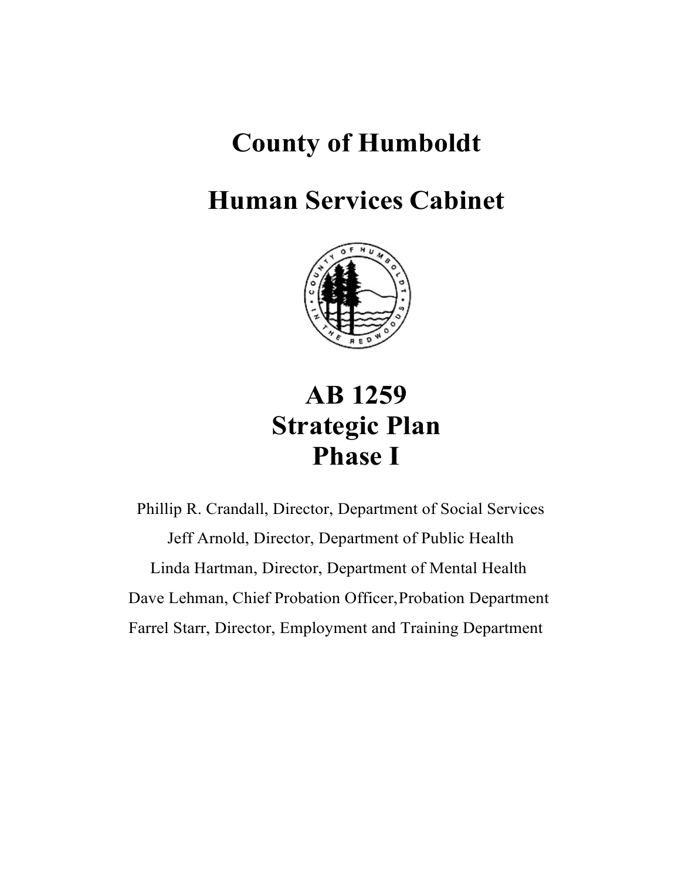# County of Humboldt

# Human Services Cabinet

# AB 1259
# Strategic Plan
# Phase I

Phillip R. Crandall, Director, Department of Social Services

Jeff Arnold, Director, Department of Public Health

Linda Hartman, Director, Department of Mental Health

Dave Lehman, Chief Probation Officer, Probation Department

Farrel Starr, Director, Employment and Training Department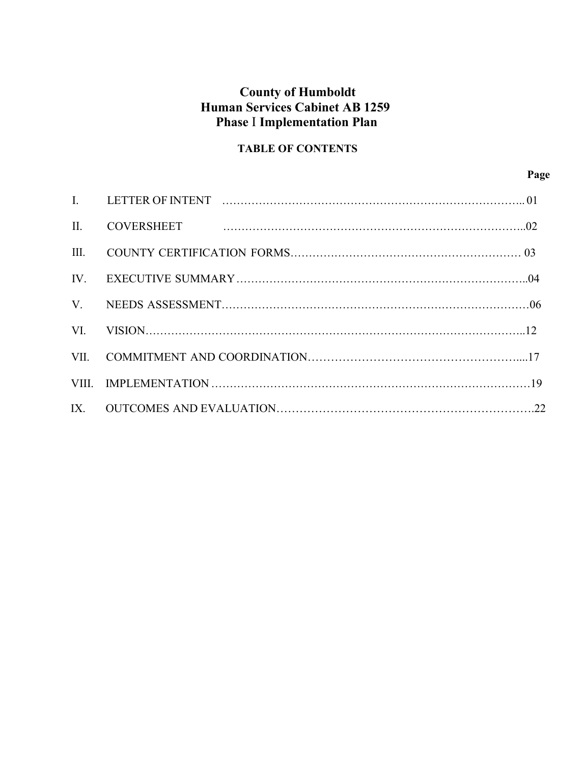# County of Humboldt
# Human Services Cabinet AB 1259
# Phase I Implementation Plan

## TABLE OF CONTENTS

| | | Page |
|---|---|---|
| I. | LETTER OF INTENT | 01 |
| II. | COVERSHEET | 02 |
| III. | COUNTY CERTIFICATION FORMS | 03 |
| IV. | EXECUTIVE SUMMARY | 04 |
| V. | NEEDS ASSESSMENT | 06 |
| VI. | VISION | 12 |
| VII. | COMMITMENT AND COORDINATION | 17 |
| VIII. | IMPLEMENTATION | 19 |
| IX. | OUTCOMES AND EVALUATION | 22 |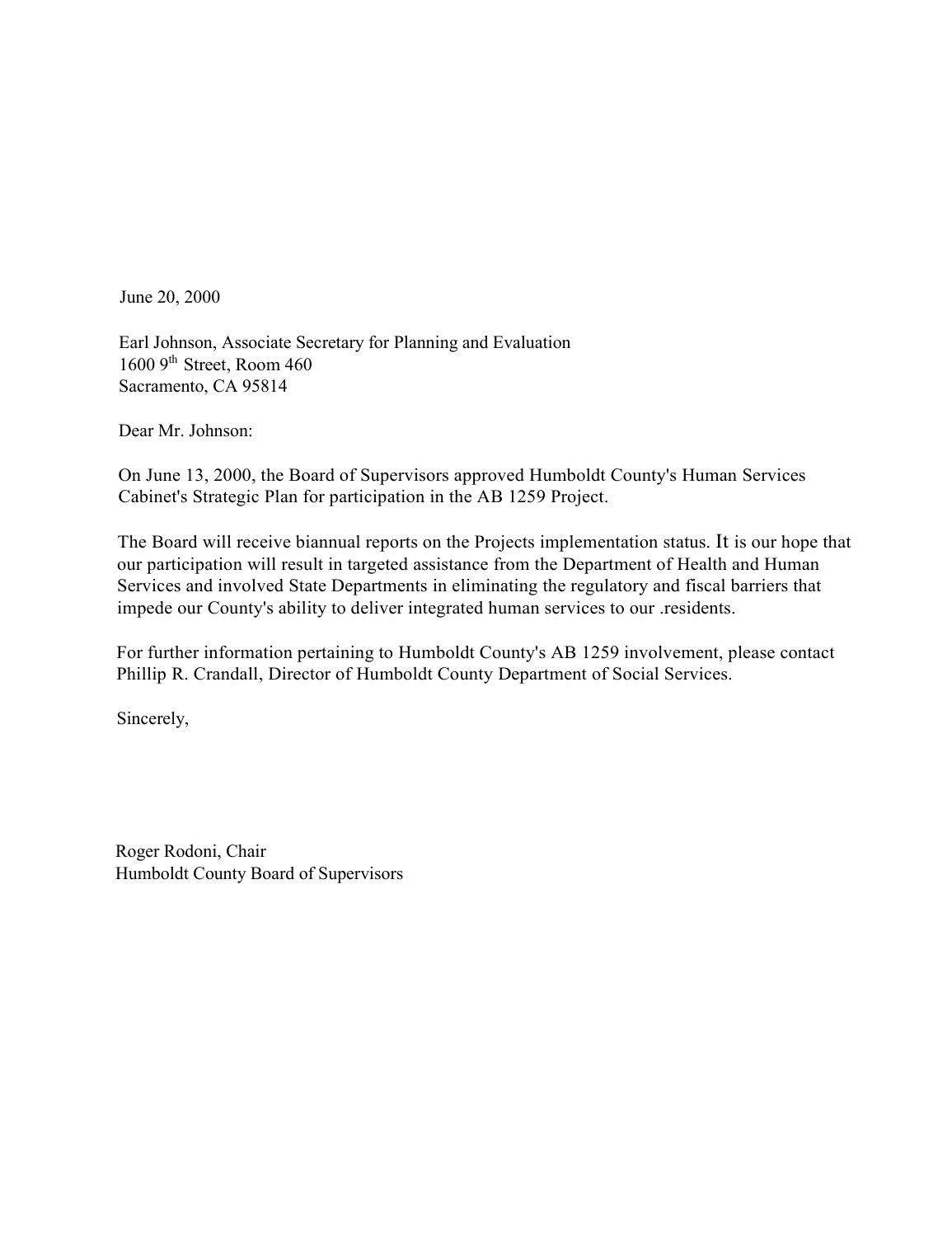June 20, 2000

Earl Johnson, Associate Secretary for Planning and Evaluation  
1600 9th Street, Room 460  
Sacramento, CA 95814

Dear Mr. Johnson:

On June 13, 2000, the Board of Supervisors approved Humboldt County's Human Services Cabinet's Strategic Plan for participation in the AB 1259 Project.

The Board will receive biannual reports on the Projects implementation status. It is our hope that our participation will result in targeted assistance from the Department of Health and Human Services and involved State Departments in eliminating the regulatory and fiscal barriers that impede our County's ability to deliver integrated human services to our .residents.

For further information pertaining to Humboldt County's AB 1259 involvement, please contact Phillip R. Crandall, Director of Humboldt County Department of Social Services.

Sincerely,

Roger Rodoni, Chair  
Humboldt County Board of Supervisors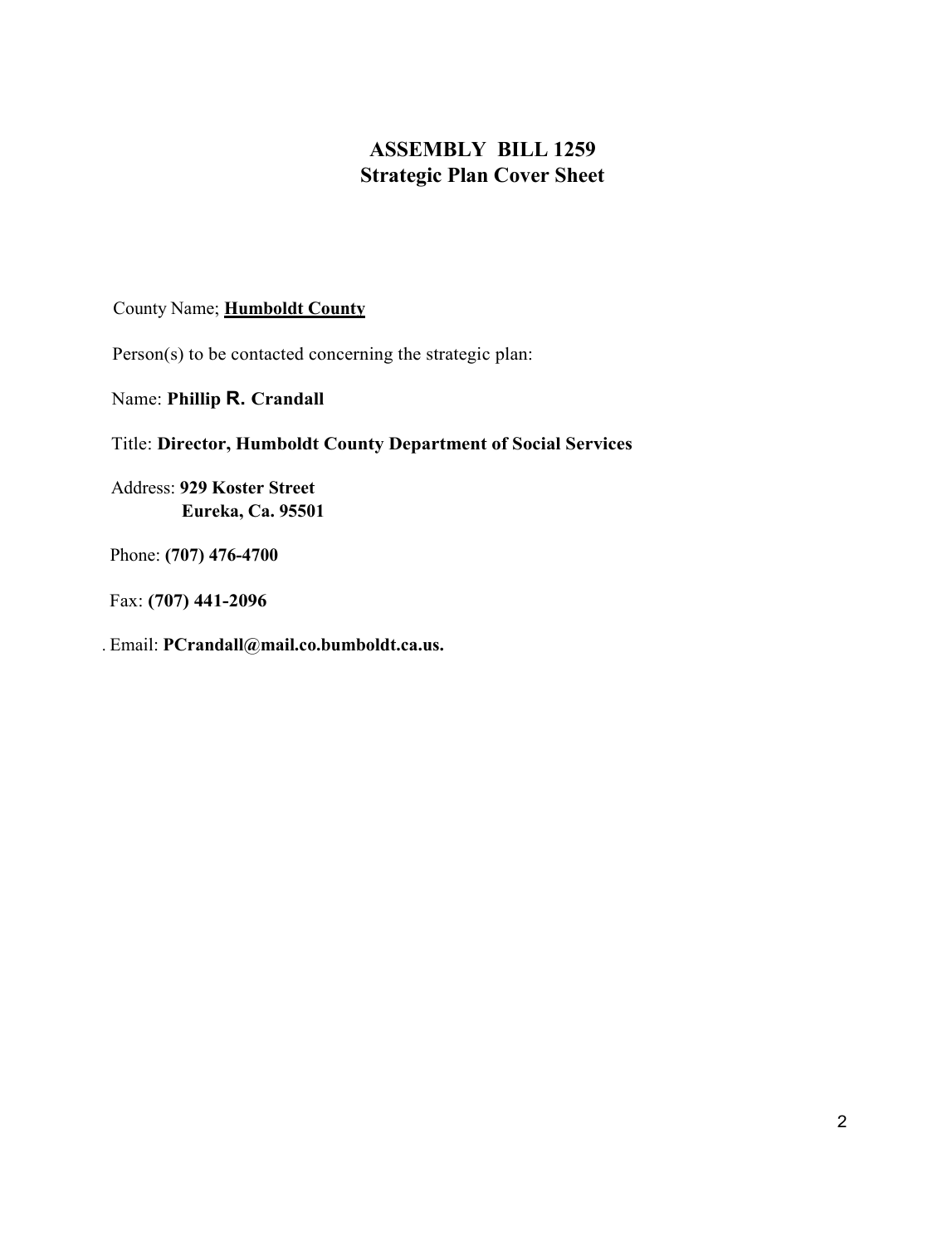# ASSEMBLY BILL 1259
## Strategic Plan Cover Sheet

County Name; **Humboldt County**

Person(s) to be contacted concerning the strategic plan:

Name: **Phillip R. Crandall**

Title: **Director, Humboldt County Department of Social Services**

Address: **929 Koster Street**
**Eureka, Ca. 95501**

Phone: **(707) 476-4700**

Fax: **(707) 441-2096**

. Email: **PCrandall@mail.co.bumboldt.ca.us.**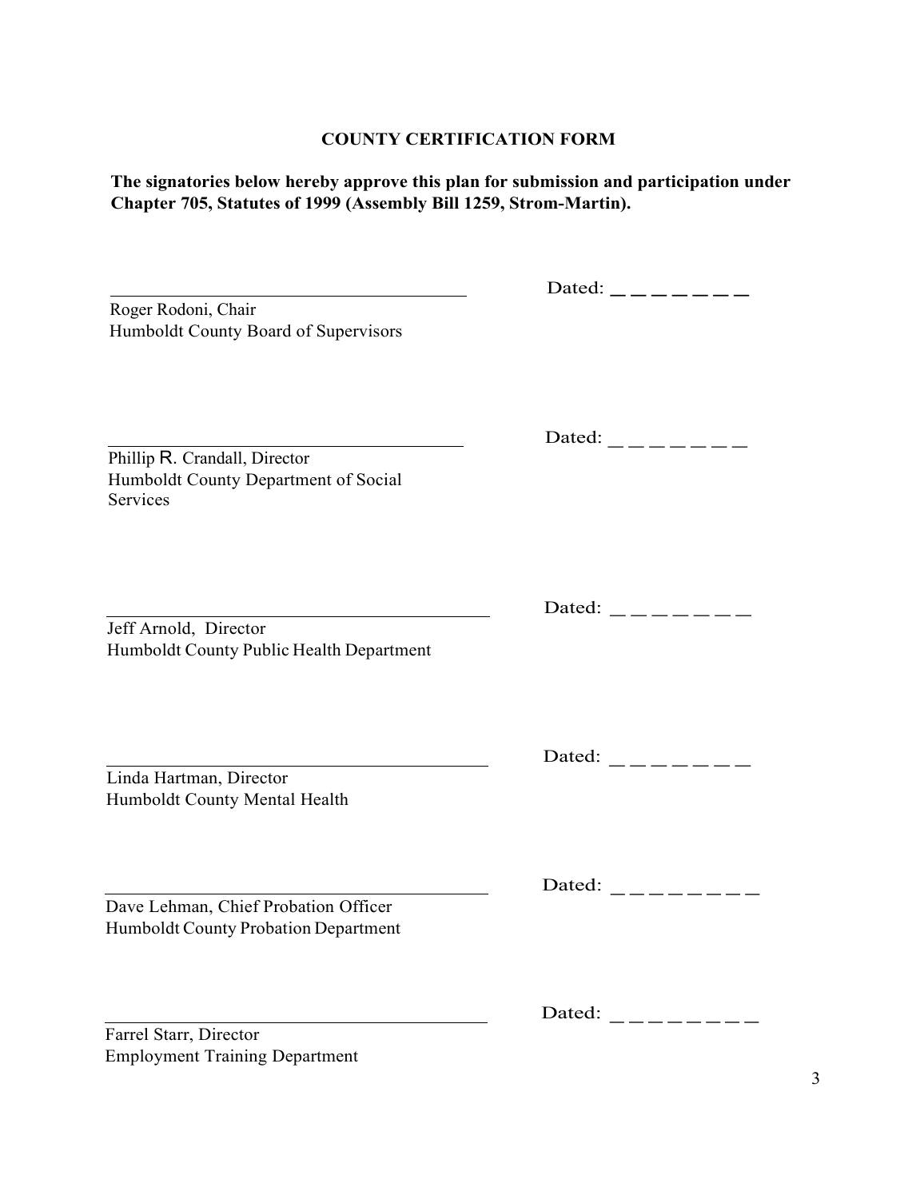# COUNTY CERTIFICATION FORM

**The signatories below hereby approve this plan for submission and participation under Chapter 705, Statutes of 1999 (Assembly Bill 1259, Strom-Martin).**

\_\_\_\_\_\_\_\_\_\_\_\_\_\_\_\_\_\_\_\_\_\_\_\_\_\_\_\_\_\_\_\_\_\_\_\_\_\_\_\_ Dated: \_ \_ \_ \_ \_ \_ \_ \_

Roger Rodoni, Chair
Humboldt County Board of Supervisors

\_\_\_\_\_\_\_\_\_\_\_\_\_\_\_\_\_\_\_\_\_\_\_\_\_\_\_\_\_\_\_\_\_\_\_\_\_\_\_\_ Dated: \_ \_ \_ \_ \_ \_ \_ \_

Phillip R. Crandall, Director
Humboldt County Department of Social Services

\_\_\_\_\_\_\_\_\_\_\_\_\_\_\_\_\_\_\_\_\_\_\_\_\_\_\_\_\_\_\_\_\_\_\_\_\_\_\_\_ Dated: \_ \_ \_ \_ \_ \_ \_ \_

Jeff Arnold, Director
Humboldt County Public Health Department

\_\_\_\_\_\_\_\_\_\_\_\_\_\_\_\_\_\_\_\_\_\_\_\_\_\_\_\_\_\_\_\_\_\_\_\_\_\_\_\_ Dated: \_ \_ \_ \_ \_ \_ \_ \_

Linda Hartman, Director
Humboldt County Mental Health

\_\_\_\_\_\_\_\_\_\_\_\_\_\_\_\_\_\_\_\_\_\_\_\_\_\_\_\_\_\_\_\_\_\_\_\_\_\_\_\_ Dated: \_ \_ \_ \_ \_ \_ \_ \_ \_

Dave Lehman, Chief Probation Officer
Humboldt County Probation Department

\_\_\_\_\_\_\_\_\_\_\_\_\_\_\_\_\_\_\_\_\_\_\_\_\_\_\_\_\_\_\_\_\_\_\_\_\_\_\_\_ Dated: \_ \_ \_ \_ \_ \_ \_ \_ \_

Farrel Starr, Director
Employment Training Department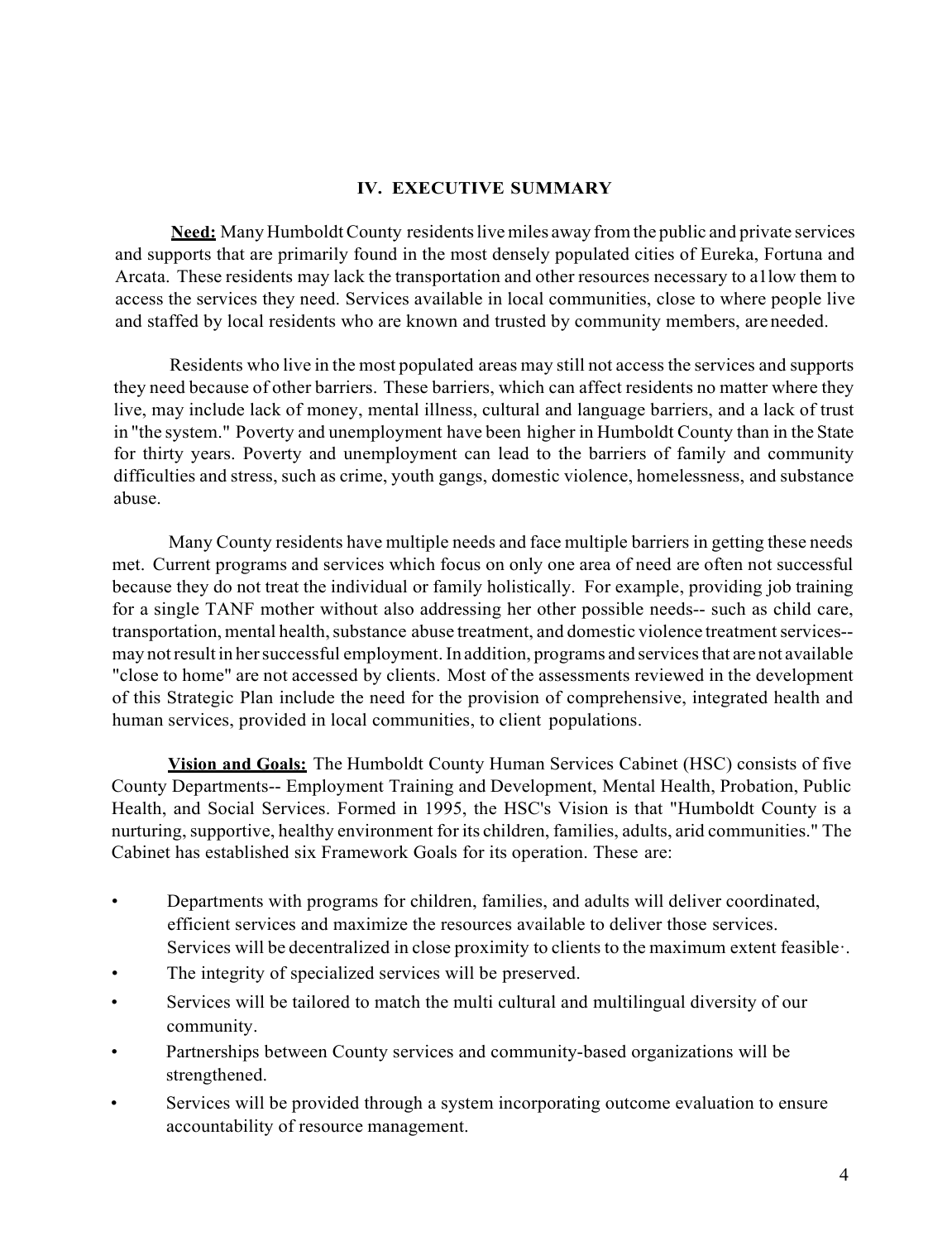## IV. EXECUTIVE SUMMARY

**Need:** Many Humboldt County residents live miles away from the public and private services and supports that are primarily found in the most densely populated cities of Eureka, Fortuna and Arcata. These residents may lack the transportation and other resources necessary to a1low them to access the services they need. Services available in local communities, close to where people live and staffed by local residents who are known and trusted by community members, are needed.

Residents who live in the most populated areas may still not access the services and supports they need because of other barriers. These barriers, which can affect residents no matter where they live, may include lack of money, mental illness, cultural and language barriers, and a lack of trust in "the system." Poverty and unemployment have been higher in Humboldt County than in the State for thirty years. Poverty and unemployment can lead to the barriers of family and community difficulties and stress, such as crime, youth gangs, domestic violence, homelessness, and substance abuse.

Many County residents have multiple needs and face multiple barriers in getting these needs met. Current programs and services which focus on only one area of need are often not successful because they do not treat the individual or family holistically. For example, providing job training for a single TANF mother without also addressing her other possible needs-- such as child care, transportation, mental health, substance abuse treatment, and domestic violence treatment services-- may not result in her successful employment. In addition, programs and services that are not available "close to home" are not accessed by clients. Most of the assessments reviewed in the development of this Strategic Plan include the need for the provision of comprehensive, integrated health and human services, provided in local communities, to client populations.

**Vision and Goals:** The Humboldt County Human Services Cabinet (HSC) consists of five County Departments-- Employment Training and Development, Mental Health, Probation, Public Health, and Social Services. Formed in 1995, the HSC's Vision is that "Humboldt County is a nurturing, supportive, healthy environment for its children, families, adults, arid communities." The Cabinet has established six Framework Goals for its operation. These are:

- Departments with programs for children, families, and adults will deliver coordinated, efficient services and maximize the resources available to deliver those services. Services will be decentralized in close proximity to clients to the maximum extent feasible·.
- The integrity of specialized services will be preserved.
- Services will be tailored to match the multi cultural and multilingual diversity of our community.
- Partnerships between County services and community-based organizations will be strengthened.
- Services will be provided through a system incorporating outcome evaluation to ensure accountability of resource management.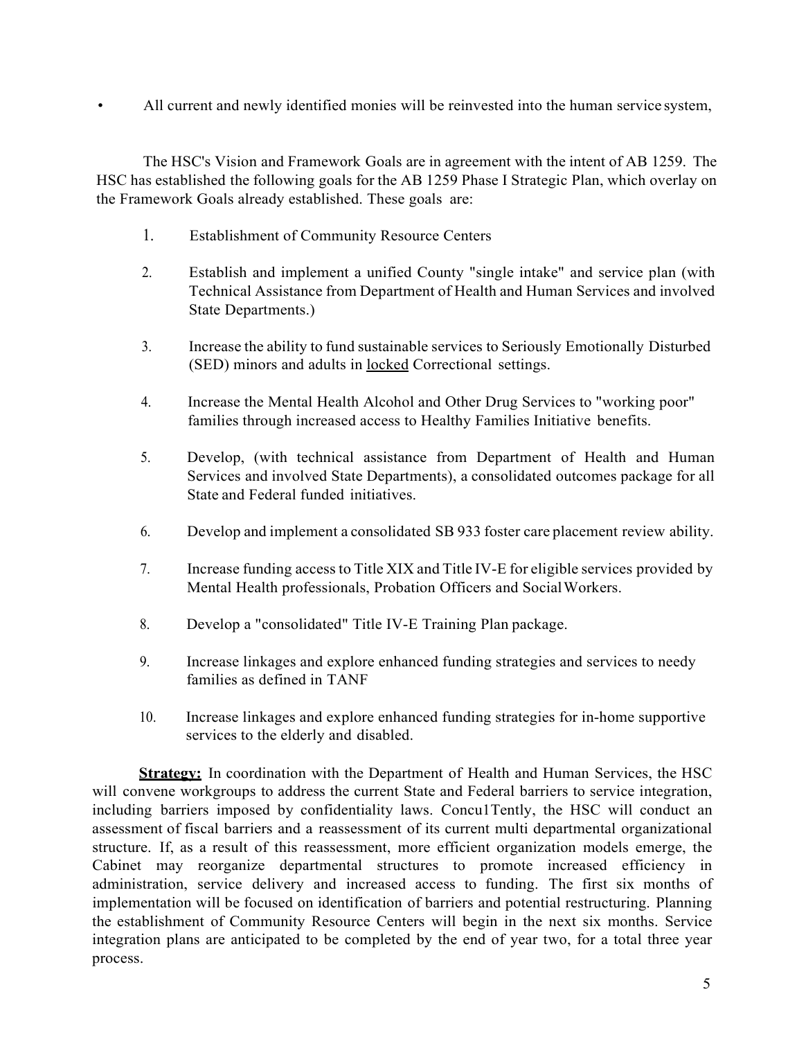- All current and newly identified monies will be reinvested into the human service system,

The HSC's Vision and Framework Goals are in agreement with the intent of AB 1259. The HSC has established the following goals for the AB 1259 Phase I Strategic Plan, which overlay on the Framework Goals already established. These goals are:

1. Establishment of Community Resource Centers
2. Establish and implement a unified County "single intake" and service plan (with Technical Assistance from Department of Health and Human Services and involved State Departments.)
3. Increase the ability to fund sustainable services to Seriously Emotionally Disturbed (SED) minors and adults in <u>locked</u> Correctional settings.
4. Increase the Mental Health Alcohol and Other Drug Services to "working poor" families through increased access to Healthy Families Initiative benefits.
5. Develop, (with technical assistance from Department of Health and Human Services and involved State Departments), a consolidated outcomes package for all State and Federal funded initiatives.
6. Develop and implement a consolidated SB 933 foster care placement review ability.
7. Increase funding access to Title XIX and Title IV-E for eligible services provided by Mental Health professionals, Probation Officers and Social Workers.
8. Develop a "consolidated" Title IV-E Training Plan package.
9. Increase linkages and explore enhanced funding strategies and services to needy families as defined in TANF
10. Increase linkages and explore enhanced funding strategies for in-home supportive services to the elderly and disabled.

<u>**Strategy:**</u> In coordination with the Department of Health and Human Services, the HSC will convene workgroups to address the current State and Federal barriers to service integration, including barriers imposed by confidentiality laws. Concu1Tently, the HSC will conduct an assessment of fiscal barriers and a reassessment of its current multi departmental organizational structure. If, as a result of this reassessment, more efficient organization models emerge, the Cabinet may reorganize departmental structures to promote increased efficiency in administration, service delivery and increased access to funding. The first six months of implementation will be focused on identification of barriers and potential restructuring. Planning the establishment of Community Resource Centers will begin in the next six months. Service integration plans are anticipated to be completed by the end of year two, for a total three year process.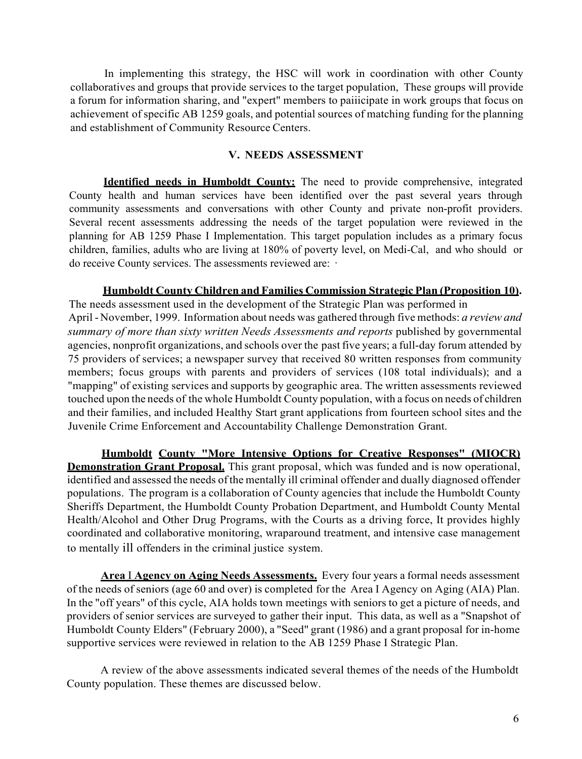In implementing this strategy, the HSC will work in coordination with other County collaboratives and groups that provide services to the target population, These groups will provide a forum for information sharing, and "expert" members to paiiicipate in work groups that focus on achievement of specific AB 1259 goals, and potential sources of matching funding for the planning and establishment of Community Resource Centers.

## V. NEEDS ASSESSMENT

**Identified needs in Humboldt County:** The need to provide comprehensive, integrated County health and human services have been identified over the past several years through community assessments and conversations with other County and private non-profit providers. Several recent assessments addressing the needs of the target population were reviewed in the planning for AB 1259 Phase I Implementation. This target population includes as a primary focus children, families, adults who are living at 180% of poverty level, on Medi-Cal, and who should or do receive County services. The assessments reviewed are: ·

**Humboldt County Children and Families Commission Strategic Plan (Proposition 10).** The needs assessment used in the development of the Strategic Plan was performed in April - November, 1999. Information about needs was gathered through five methods: *a review and summary of more than sixty written Needs Assessments and reports* published by governmental agencies, nonprofit organizations, and schools over the past five years; a full-day forum attended by 75 providers of services; a newspaper survey that received 80 written responses from community members; focus groups with parents and providers of services (108 total individuals); and a "mapping" of existing services and supports by geographic area. The written assessments reviewed touched upon the needs of the whole Humboldt County population, with a focus on needs of children and their families, and included Healthy Start grant applications from fourteen school sites and the Juvenile Crime Enforcement and Accountability Challenge Demonstration Grant.

**Humboldt County "More Intensive Options for Creative Responses" (MIOCR) Demonstration Grant Proposal.** This grant proposal, which was funded and is now operational, identified and assessed the needs of the mentally ill criminal offender and dually diagnosed offender populations. The program is a collaboration of County agencies that include the Humboldt County Sheriffs Department, the Humboldt County Probation Department, and Humboldt County Mental Health/Alcohol and Other Drug Programs, with the Courts as a driving force, It provides highly coordinated and collaborative monitoring, wraparound treatment, and intensive case management to mentally ill offenders in the criminal justice system.

**Area I Agency on Aging Needs Assessments.** Every four years a formal needs assessment of the needs of seniors (age 60 and over) is completed for the Area I Agency on Aging (AIA) Plan. In the "off years" of this cycle, AIA holds town meetings with seniors to get a picture of needs, and providers of senior services are surveyed to gather their input. This data, as well as a "Snapshot of Humboldt County Elders" (February 2000), a "Seed" grant (1986) and a grant proposal for in-home supportive services were reviewed in relation to the AB 1259 Phase I Strategic Plan.

A review of the above assessments indicated several themes of the needs of the Humboldt County population. These themes are discussed below.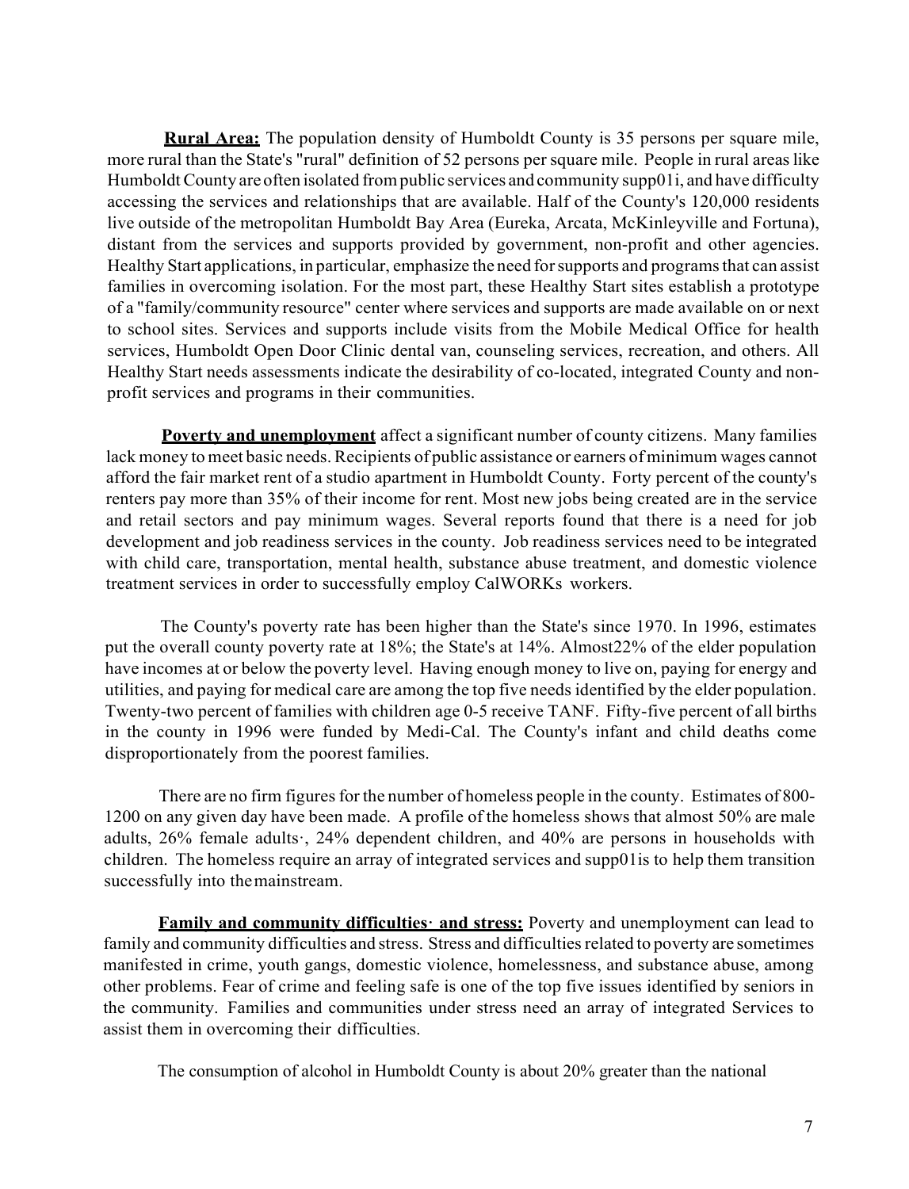**Rural Area:** The population density of Humboldt County is 35 persons per square mile, more rural than the State's "rural" definition of 52 persons per square mile. People in rural areas like Humboldt County are often isolated from public services and community supp01i, and have difficulty accessing the services and relationships that are available. Half of the County's 120,000 residents live outside of the metropolitan Humboldt Bay Area (Eureka, Arcata, McKinleyville and Fortuna), distant from the services and supports provided by government, non-profit and other agencies. Healthy Start applications, in particular, emphasize the need for supports and programs that can assist families in overcoming isolation. For the most part, these Healthy Start sites establish a prototype of a "family/community resource" center where services and supports are made available on or next to school sites. Services and supports include visits from the Mobile Medical Office for health services, Humboldt Open Door Clinic dental van, counseling services, recreation, and others. All Healthy Start needs assessments indicate the desirability of co-located, integrated County and non-profit services and programs in their communities.

**Poverty and unemployment** affect a significant number of county citizens. Many families lack money to meet basic needs. Recipients of public assistance or earners of minimum wages cannot afford the fair market rent of a studio apartment in Humboldt County. Forty percent of the county's renters pay more than 35% of their income for rent. Most new jobs being created are in the service and retail sectors and pay minimum wages. Several reports found that there is a need for job development and job readiness services in the county. Job readiness services need to be integrated with child care, transportation, mental health, substance abuse treatment, and domestic violence treatment services in order to successfully employ CalWORKs workers.

The County's poverty rate has been higher than the State's since 1970. In 1996, estimates put the overall county poverty rate at 18%; the State's at 14%. Almost22% of the elder population have incomes at or below the poverty level. Having enough money to live on, paying for energy and utilities, and paying for medical care are among the top five needs identified by the elder population. Twenty-two percent of families with children age 0-5 receive TANF. Fifty-five percent of all births in the county in 1996 were funded by Medi-Cal. The County's infant and child deaths come disproportionately from the poorest families.

There are no firm figures for the number of homeless people in the county. Estimates of 800-1200 on any given day have been made. A profile of the homeless shows that almost 50% are male adults, 26% female adults·, 24% dependent children, and 40% are persons in households with children. The homeless require an array of integrated services and supp01is to help them transition successfully into the mainstream.

**Family and community difficulties· and stress:** Poverty and unemployment can lead to family and community difficulties and stress. Stress and difficulties related to poverty are sometimes manifested in crime, youth gangs, domestic violence, homelessness, and substance abuse, among other problems. Fear of crime and feeling safe is one of the top five issues identified by seniors in the community. Families and communities under stress need an array of integrated Services to assist them in overcoming their difficulties.

The consumption of alcohol in Humboldt County is about 20% greater than the national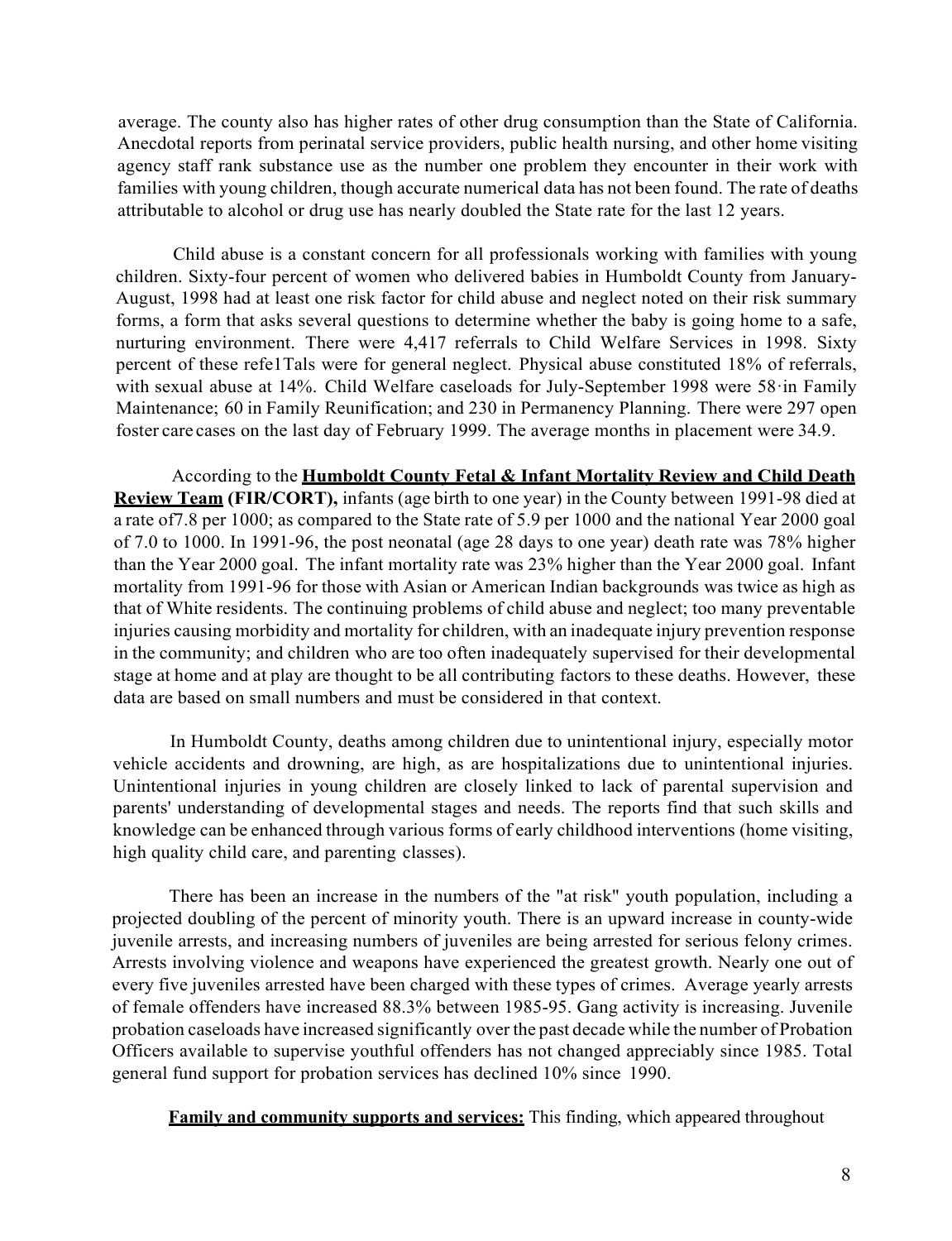average. The county also has higher rates of other drug consumption than the State of California. Anecdotal reports from perinatal service providers, public health nursing, and other home visiting agency staff rank substance use as the number one problem they encounter in their work with families with young children, though accurate numerical data has not been found. The rate of deaths attributable to alcohol or drug use has nearly doubled the State rate for the last 12 years.

Child abuse is a constant concern for all professionals working with families with young children. Sixty-four percent of women who delivered babies in Humboldt County from January-August, 1998 had at least one risk factor for child abuse and neglect noted on their risk summary forms, a form that asks several questions to determine whether the baby is going home to a safe, nurturing environment. There were 4,417 referrals to Child Welfare Services in 1998. Sixty percent of these refe1Tals were for general neglect. Physical abuse constituted 18% of referrals, with sexual abuse at 14%. Child Welfare caseloads for July-September 1998 were 58·in Family Maintenance; 60 in Family Reunification; and 230 in Permanency Planning. There were 297 open foster care cases on the last day of February 1999. The average months in placement were 34.9.

According to the **Humboldt County Fetal & Infant Mortality Review and Child Death Review Team (FIR/CORT),** infants (age birth to one year) in the County between 1991-98 died at a rate of7.8 per 1000; as compared to the State rate of 5.9 per 1000 and the national Year 2000 goal of 7.0 to 1000. In 1991-96, the post neonatal (age 28 days to one year) death rate was 78% higher than the Year 2000 goal. The infant mortality rate was 23% higher than the Year 2000 goal. Infant mortality from 1991-96 for those with Asian or American Indian backgrounds was twice as high as that of White residents. The continuing problems of child abuse and neglect; too many preventable injuries causing morbidity and mortality for children, with an inadequate injury prevention response in the community; and children who are too often inadequately supervised for their developmental stage at home and at play are thought to be all contributing factors to these deaths. However, these data are based on small numbers and must be considered in that context.

In Humboldt County, deaths among children due to unintentional injury, especially motor vehicle accidents and drowning, are high, as are hospitalizations due to unintentional injuries. Unintentional injuries in young children are closely linked to lack of parental supervision and parents' understanding of developmental stages and needs. The reports find that such skills and knowledge can be enhanced through various forms of early childhood interventions (home visiting, high quality child care, and parenting classes).

There has been an increase in the numbers of the "at risk" youth population, including a projected doubling of the percent of minority youth. There is an upward increase in county-wide juvenile arrests, and increasing numbers of juveniles are being arrested for serious felony crimes. Arrests involving violence and weapons have experienced the greatest growth. Nearly one out of every five juveniles arrested have been charged with these types of crimes. Average yearly arrests of female offenders have increased 88.3% between 1985-95. Gang activity is increasing. Juvenile probation caseloads have increased significantly over the past decade while the number of Probation Officers available to supervise youthful offenders has not changed appreciably since 1985. Total general fund support for probation services has declined 10% since 1990.

**Family and community supports and services:** This finding, which appeared throughout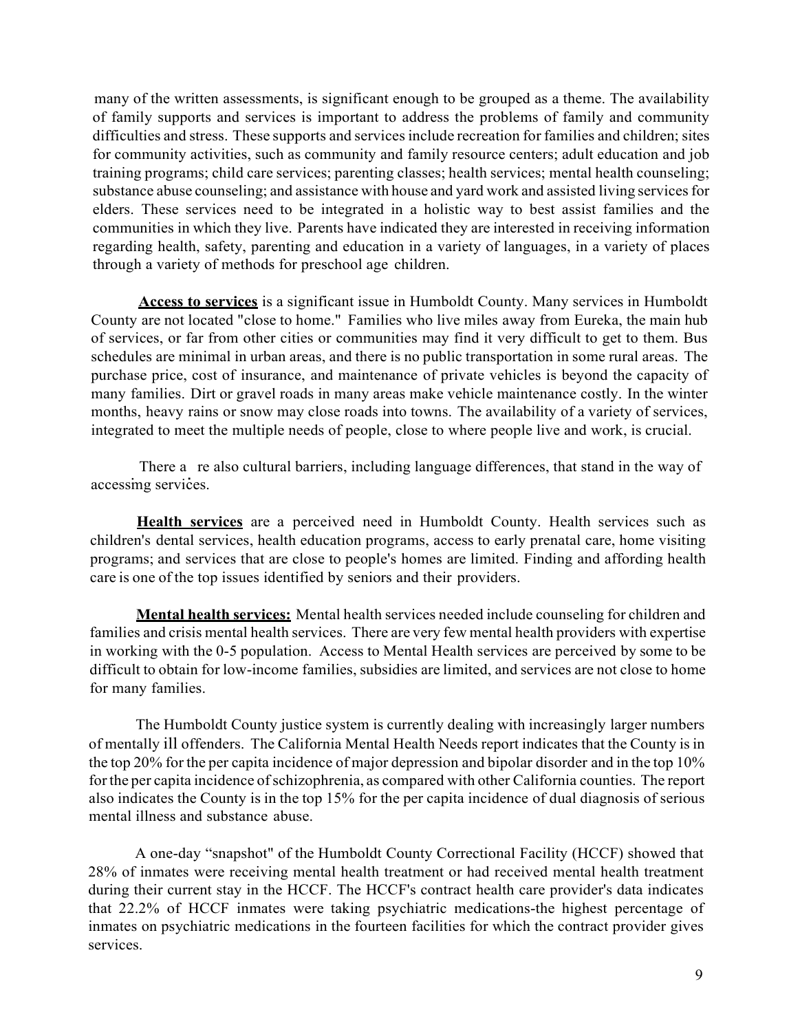many of the written assessments, is significant enough to be grouped as a theme. The availability of family supports and services is important to address the problems of family and community difficulties and stress. These supports and services include recreation for families and children; sites for community activities, such as community and family resource centers; adult education and job training programs; child care services; parenting classes; health services; mental health counseling; substance abuse counseling; and assistance with house and yard work and assisted living services for elders. These services need to be integrated in a holistic way to best assist families and the communities in which they live. Parents have indicated they are interested in receiving information regarding health, safety, parenting and education in a variety of languages, in a variety of places through a variety of methods for preschool age children.

**Access to services** is a significant issue in Humboldt County. Many services in Humboldt County are not located "close to home." Families who live miles away from Eureka, the main hub of services, or far from other cities or communities may find it very difficult to get to them. Bus schedules are minimal in urban areas, and there is no public transportation in some rural areas. The purchase price, cost of insurance, and maintenance of private vehicles is beyond the capacity of many families. Dirt or gravel roads in many areas make vehicle maintenance costly. In the winter months, heavy rains or snow may close roads into towns. The availability of a variety of services, integrated to meet the multiple needs of people, close to where people live and work, is crucial.

There are also cultural barriers, including language differences, that stand in the way of accessing services.

**Health services** are a perceived need in Humboldt County. Health services such as children's dental services, health education programs, access to early prenatal care, home visiting programs; and services that are close to people's homes are limited. Finding and affording health care is one of the top issues identified by seniors and their providers.

**Mental health services:** Mental health services needed include counseling for children and families and crisis mental health services. There are very few mental health providers with expertise in working with the 0-5 population. Access to Mental Health services are perceived by some to be difficult to obtain for low-income families, subsidies are limited, and services are not close to home for many families.

The Humboldt County justice system is currently dealing with increasingly larger numbers of mentally ill offenders. The California Mental Health Needs report indicates that the County is in the top 20% for the per capita incidence of major depression and bipolar disorder and in the top 10% for the per capita incidence of schizophrenia, as compared with other California counties. The report also indicates the County is in the top 15% for the per capita incidence of dual diagnosis of serious mental illness and substance abuse.

A one-day "snapshot" of the Humboldt County Correctional Facility (HCCF) showed that 28% of inmates were receiving mental health treatment or had received mental health treatment during their current stay in the HCCF. The HCCF's contract health care provider's data indicates that 22.2% of HCCF inmates were taking psychiatric medications-the highest percentage of inmates on psychiatric medications in the fourteen facilities for which the contract provider gives services.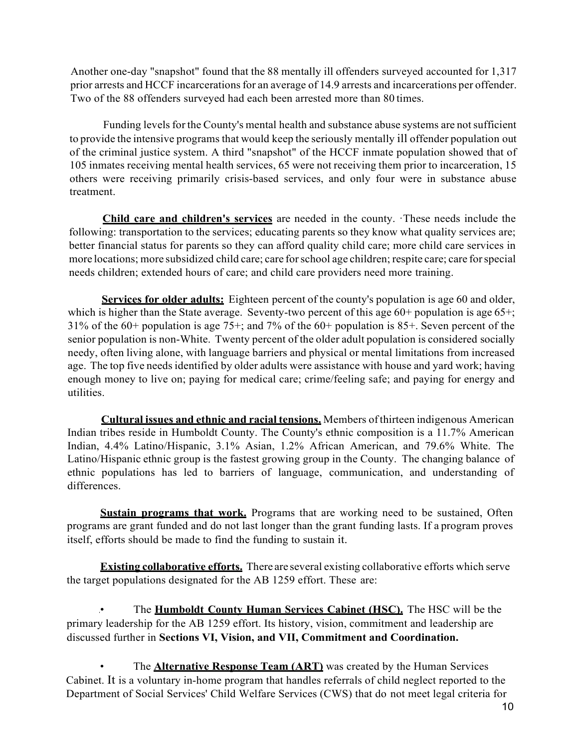Another one-day "snapshot" found that the 88 mentally ill offenders surveyed accounted for 1,317 prior arrests and HCCF incarcerations for an average of 14.9 arrests and incarcerations per offender. Two of the 88 offenders surveyed had each been arrested more than 80 times.

Funding levels for the County's mental health and substance abuse systems are not sufficient to provide the intensive programs that would keep the seriously mentally ill offender population out of the criminal justice system. A third "snapshot" of the HCCF inmate population showed that of 105 inmates receiving mental health services, 65 were not receiving them prior to incarceration, 15 others were receiving primarily crisis-based services, and only four were in substance abuse treatment.

**Child care and children's services** are needed in the county. ·These needs include the following: transportation to the services; educating parents so they know what quality services are; better financial status for parents so they can afford quality child care; more child care services in more locations; more subsidized child care; care for school age children; respite care; care for special needs children; extended hours of care; and child care providers need more training.

**Services for older adults:** Eighteen percent of the county's population is age 60 and older, which is higher than the State average. Seventy-two percent of this age 60+ population is age 65+; 31% of the 60+ population is age 75+; and 7% of the 60+ population is 85+. Seven percent of the senior population is non-White. Twenty percent of the older adult population is considered socially needy, often living alone, with language barriers and physical or mental limitations from increased age. The top five needs identified by older adults were assistance with house and yard work; having enough money to live on; paying for medical care; crime/feeling safe; and paying for energy and utilities.

**Cultural issues and ethnic and racial tensions.** Members of thirteen indigenous American Indian tribes reside in Humboldt County. The County's ethnic composition is a 11.7% American Indian, 4.4% Latino/Hispanic, 3.1% Asian, 1.2% African American, and 79.6% White. The Latino/Hispanic ethnic group is the fastest growing group in the County. The changing balance of ethnic populations has led to barriers of language, communication, and understanding of differences.

**Sustain programs that work.** Programs that are working need to be sustained, Often programs are grant funded and do not last longer than the grant funding lasts. If a program proves itself, efforts should be made to find the funding to sustain it.

**Existing collaborative efforts.** There are several existing collaborative efforts which serve the target populations designated for the AB 1259 effort. These are:

- The **Humboldt County Human Services Cabinet (HSC).** The HSC will be the primary leadership for the AB 1259 effort. Its history, vision, commitment and leadership are discussed further in **Sections VI, Vision, and VII, Commitment and Coordination.**

- The **Alternative Response Team (ART)** was created by the Human Services Cabinet. It is a voluntary in-home program that handles referrals of child neglect reported to the Department of Social Services' Child Welfare Services (CWS) that do not meet legal criteria for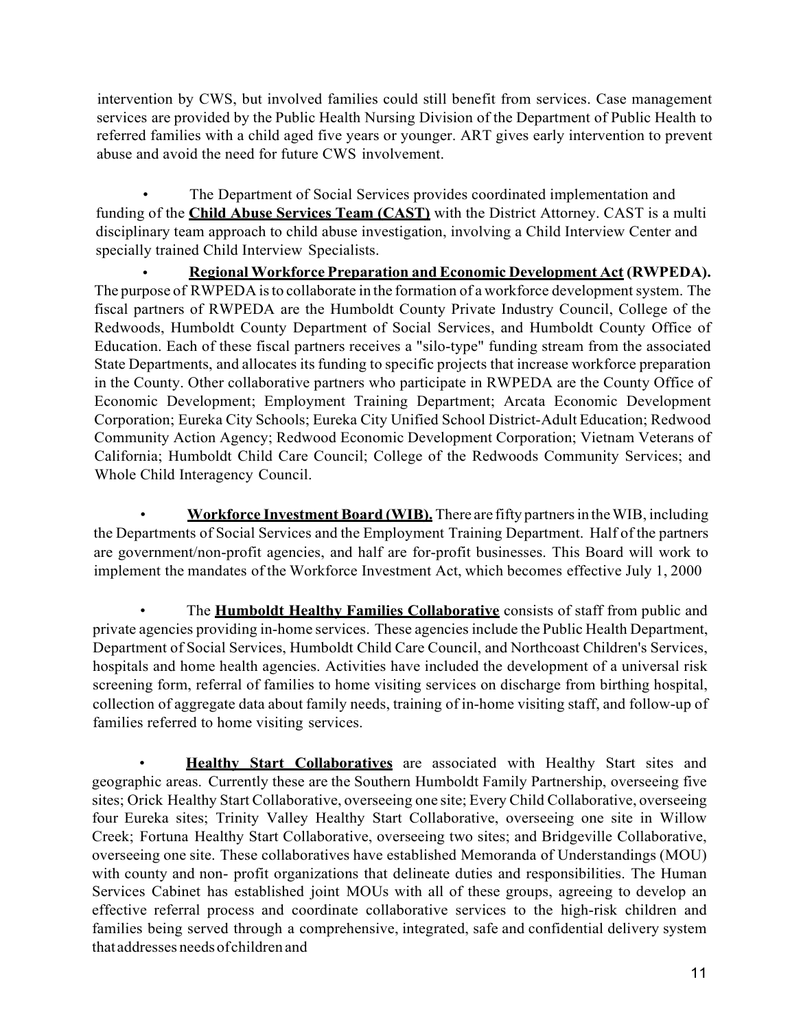intervention by CWS, but involved families could still benefit from services. Case management services are provided by the Public Health Nursing Division of the Department of Public Health to referred families with a child aged five years or younger. ART gives early intervention to prevent abuse and avoid the need for future CWS involvement.

- The Department of Social Services provides coordinated implementation and funding of the **Child Abuse Services Team (CAST)** with the District Attorney. CAST is a multi disciplinary team approach to child abuse investigation, involving a Child Interview Center and specially trained Child Interview Specialists.

- **Regional Workforce Preparation and Economic Development Act (RWPEDA).** The purpose of RWPEDA is to collaborate in the formation of a workforce development system. The fiscal partners of RWPEDA are the Humboldt County Private Industry Council, College of the Redwoods, Humboldt County Department of Social Services, and Humboldt County Office of Education. Each of these fiscal partners receives a "silo-type" funding stream from the associated State Departments, and allocates its funding to specific projects that increase workforce preparation in the County. Other collaborative partners who participate in RWPEDA are the County Office of Economic Development; Employment Training Department; Arcata Economic Development Corporation; Eureka City Schools; Eureka City Unified School District-Adult Education; Redwood Community Action Agency; Redwood Economic Development Corporation; Vietnam Veterans of California; Humboldt Child Care Council; College of the Redwoods Community Services; and Whole Child Interagency Council.

- **Workforce Investment Board (WIB).** There are fifty partners in the WIB, including the Departments of Social Services and the Employment Training Department. Half of the partners are government/non-profit agencies, and half are for-profit businesses. This Board will work to implement the mandates of the Workforce Investment Act, which becomes effective July 1, 2000

- The **Humboldt Healthy Families Collaborative** consists of staff from public and private agencies providing in-home services. These agencies include the Public Health Department, Department of Social Services, Humboldt Child Care Council, and Northcoast Children's Services, hospitals and home health agencies. Activities have included the development of a universal risk screening form, referral of families to home visiting services on discharge from birthing hospital, collection of aggregate data about family needs, training of in-home visiting staff, and follow-up of families referred to home visiting services.

- **Healthy Start Collaboratives** are associated with Healthy Start sites and geographic areas. Currently these are the Southern Humboldt Family Partnership, overseeing five sites; Orick Healthy Start Collaborative, overseeing one site; Every Child Collaborative, overseeing four Eureka sites; Trinity Valley Healthy Start Collaborative, overseeing one site in Willow Creek; Fortuna Healthy Start Collaborative, overseeing two sites; and Bridgeville Collaborative, overseeing one site. These collaboratives have established Memoranda of Understandings (MOU) with county and non- profit organizations that delineate duties and responsibilities. The Human Services Cabinet has established joint MOUs with all of these groups, agreeing to develop an effective referral process and coordinate collaborative services to the high-risk children and families being served through a comprehensive, integrated, safe and confidential delivery system that addresses needs of children and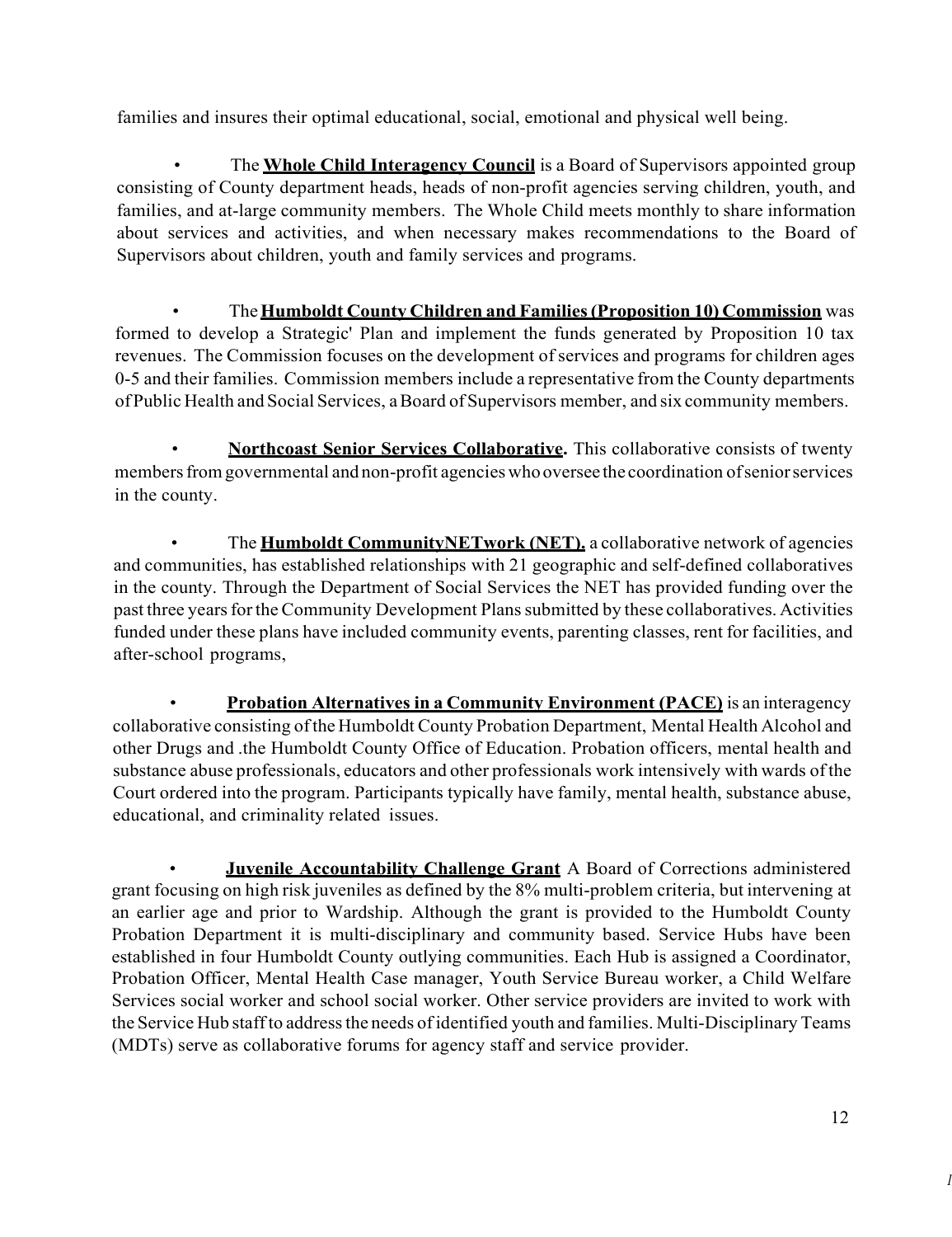families and insures their optimal educational, social, emotional and physical well being.

- The **Whole Child Interagency Council** is a Board of Supervisors appointed group consisting of County department heads, heads of non-profit agencies serving children, youth, and families, and at-large community members. The Whole Child meets monthly to share information about services and activities, and when necessary makes recommendations to the Board of Supervisors about children, youth and family services and programs.

- The **Humboldt County Children and Families (Proposition 10) Commission** was formed to develop a Strategic' Plan and implement the funds generated by Proposition 10 tax revenues. The Commission focuses on the development of services and programs for children ages 0-5 and their families. Commission members include a representative from the County departments of Public Health and Social Services, a Board of Supervisors member, and six community members.

- **Northcoast Senior Services Collaborative.** This collaborative consists of twenty members from governmental and non-profit agencies who oversee the coordination of senior services in the county.

- The **Humboldt CommunityNETwork (NET),** a collaborative network of agencies and communities, has established relationships with 21 geographic and self-defined collaboratives in the county. Through the Department of Social Services the NET has provided funding over the past three years for the Community Development Plans submitted by these collaboratives. Activities funded under these plans have included community events, parenting classes, rent for facilities, and after-school programs,

- **Probation Alternatives in a Community Environment (PACE)** is an interagency collaborative consisting of the Humboldt County Probation Department, Mental Health Alcohol and other Drugs and .the Humboldt County Office of Education. Probation officers, mental health and substance abuse professionals, educators and other professionals work intensively with wards of the Court ordered into the program. Participants typically have family, mental health, substance abuse, educational, and criminality related issues.

- **Juvenile Accountability Challenge Grant** A Board of Corrections administered grant focusing on high risk juveniles as defined by the 8% multi-problem criteria, but intervening at an earlier age and prior to Wardship. Although the grant is provided to the Humboldt County Probation Department it is multi-disciplinary and community based. Service Hubs have been established in four Humboldt County outlying communities. Each Hub is assigned a Coordinator, Probation Officer, Mental Health Case manager, Youth Service Bureau worker, a Child Welfare Services social worker and school social worker. Other service providers are invited to work with the Service Hub staff to address the needs of identified youth and families. Multi-Disciplinary Teams (MDTs) serve as collaborative forums for agency staff and service provider.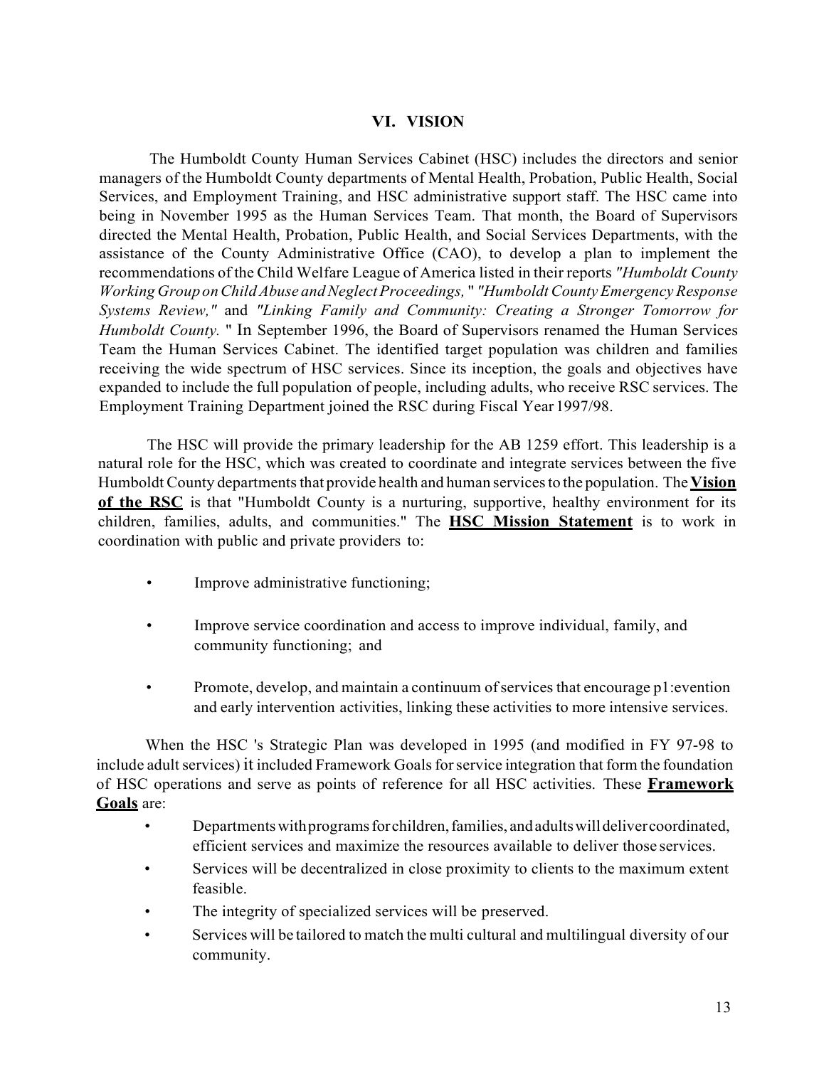## VI. VISION

The Humboldt County Human Services Cabinet (HSC) includes the directors and senior managers of the Humboldt County departments of Mental Health, Probation, Public Health, Social Services, and Employment Training, and HSC administrative support staff. The HSC came into being in November 1995 as the Human Services Team. That month, the Board of Supervisors directed the Mental Health, Probation, Public Health, and Social Services Departments, with the assistance of the County Administrative Office (CAO), to develop a plan to implement the recommendations of the Child Welfare League of America listed in their reports *"Humboldt County Working Group on Child Abuse and Neglect Proceedings,"* *"Humboldt County Emergency Response Systems Review,"* and *"Linking Family and Community: Creating a Stronger Tomorrow for Humboldt County."* In September 1996, the Board of Supervisors renamed the Human Services Team the Human Services Cabinet. The identified target population was children and families receiving the wide spectrum of HSC services. Since its inception, the goals and objectives have expanded to include the full population of people, including adults, who receive RSC services. The Employment Training Department joined the RSC during Fiscal Year 1997/98.

The HSC will provide the primary leadership for the AB 1259 effort. This leadership is a natural role for the HSC, which was created to coordinate and integrate services between the five Humboldt County departments that provide health and human services to the population. The **Vision of the RSC** is that "Humboldt County is a nurturing, supportive, healthy environment for its children, families, adults, and communities." The **HSC Mission Statement** is to work in coordination with public and private providers to:

- Improve administrative functioning;
- Improve service coordination and access to improve individual, family, and community functioning; and
- Promote, develop, and maintain a continuum of services that encourage p1:evention and early intervention activities, linking these activities to more intensive services.

When the HSC 's Strategic Plan was developed in 1995 (and modified in FY 97-98 to include adult services) it included Framework Goals for service integration that form the foundation of HSC operations and serve as points of reference for all HSC activities. These **Framework Goals** are:

- Departments with programs for children, families, and adults will deliver coordinated, efficient services and maximize the resources available to deliver those services.
- Services will be decentralized in close proximity to clients to the maximum extent feasible.
- The integrity of specialized services will be preserved.
- Services will be tailored to match the multi cultural and multilingual diversity of our community.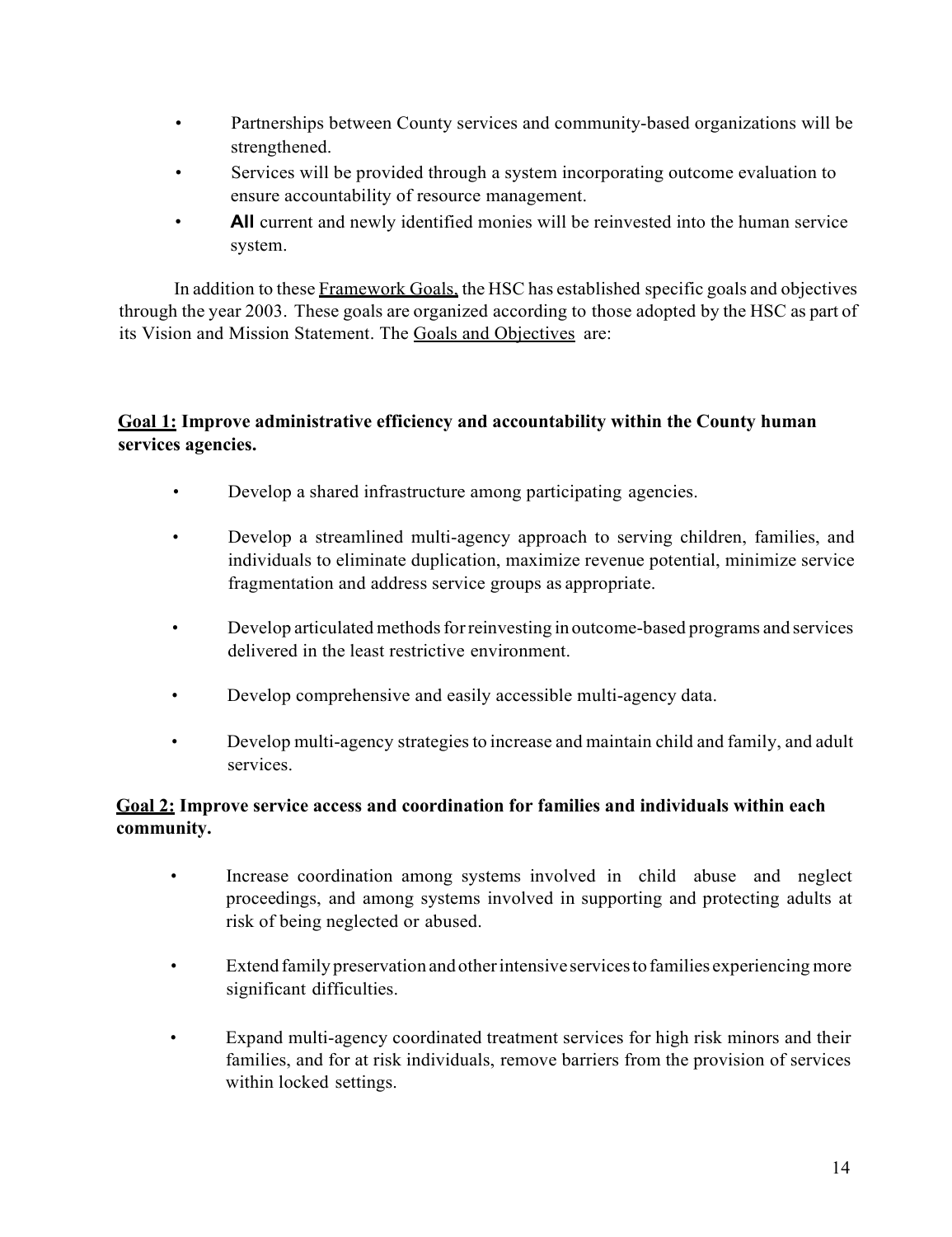- Partnerships between County services and community-based organizations will be strengthened.
- Services will be provided through a system incorporating outcome evaluation to ensure accountability of resource management.
- **All** current and newly identified monies will be reinvested into the human service system.

In addition to these Framework Goals, the HSC has established specific goals and objectives through the year 2003. These goals are organized according to those adopted by the HSC as part of its Vision and Mission Statement. The Goals and Objectives are:

**Goal 1: Improve administrative efficiency and accountability within the County human services agencies.**

- Develop a shared infrastructure among participating agencies.
- Develop a streamlined multi-agency approach to serving children, families, and individuals to eliminate duplication, maximize revenue potential, minimize service fragmentation and address service groups as appropriate.
- Develop articulated methods for reinvesting in outcome-based programs and services delivered in the least restrictive environment.
- Develop comprehensive and easily accessible multi-agency data.
- Develop multi-agency strategies to increase and maintain child and family, and adult services.

**Goal 2: Improve service access and coordination for families and individuals within each community.**

- Increase coordination among systems involved in child abuse and neglect proceedings, and among systems involved in supporting and protecting adults at risk of being neglected or abused.
- Extend family preservation and other intensive services to families experiencing more significant difficulties.
- Expand multi-agency coordinated treatment services for high risk minors and their families, and for at risk individuals, remove barriers from the provision of services within locked settings.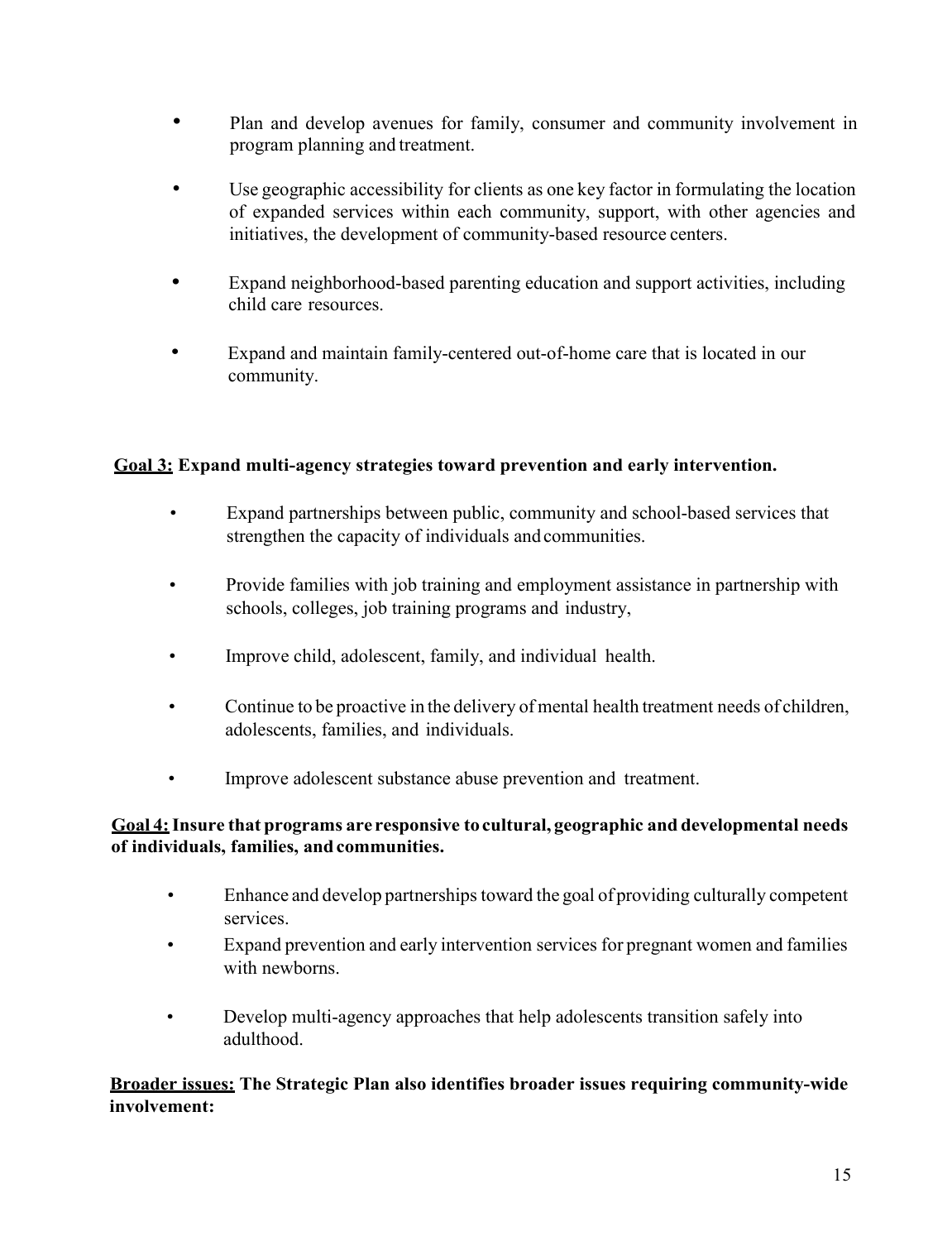- Plan and develop avenues for family, consumer and community involvement in program planning and treatment.

- Use geographic accessibility for clients as one key factor in formulating the location of expanded services within each community, support, with other agencies and initiatives, the development of community-based resource centers.

- Expand neighborhood-based parenting education and support activities, including child care resources.

- Expand and maintain family-centered out-of-home care that is located in our community.

**<u>Goal 3:</u> Expand multi-agency strategies toward prevention and early intervention.**

- Expand partnerships between public, community and school-based services that strengthen the capacity of individuals and communities.

- Provide families with job training and employment assistance in partnership with schools, colleges, job training programs and industry,

- Improve child, adolescent, family, and individual health.

- Continue to be proactive in the delivery of mental health treatment needs of children, adolescents, families, and individuals.

- Improve adolescent substance abuse prevention and treatment.

**<u>Goal 4:</u> Insure that programs are responsive to cultural, geographic and developmental needs of individuals, families, and communities.**

- Enhance and develop partnerships toward the goal of providing culturally competent services.
- Expand prevention and early intervention services for pregnant women and families with newborns.

- Develop multi-agency approaches that help adolescents transition safely into adulthood.

**<u>Broader issues:</u> The Strategic Plan also identifies broader issues requiring community-wide involvement:**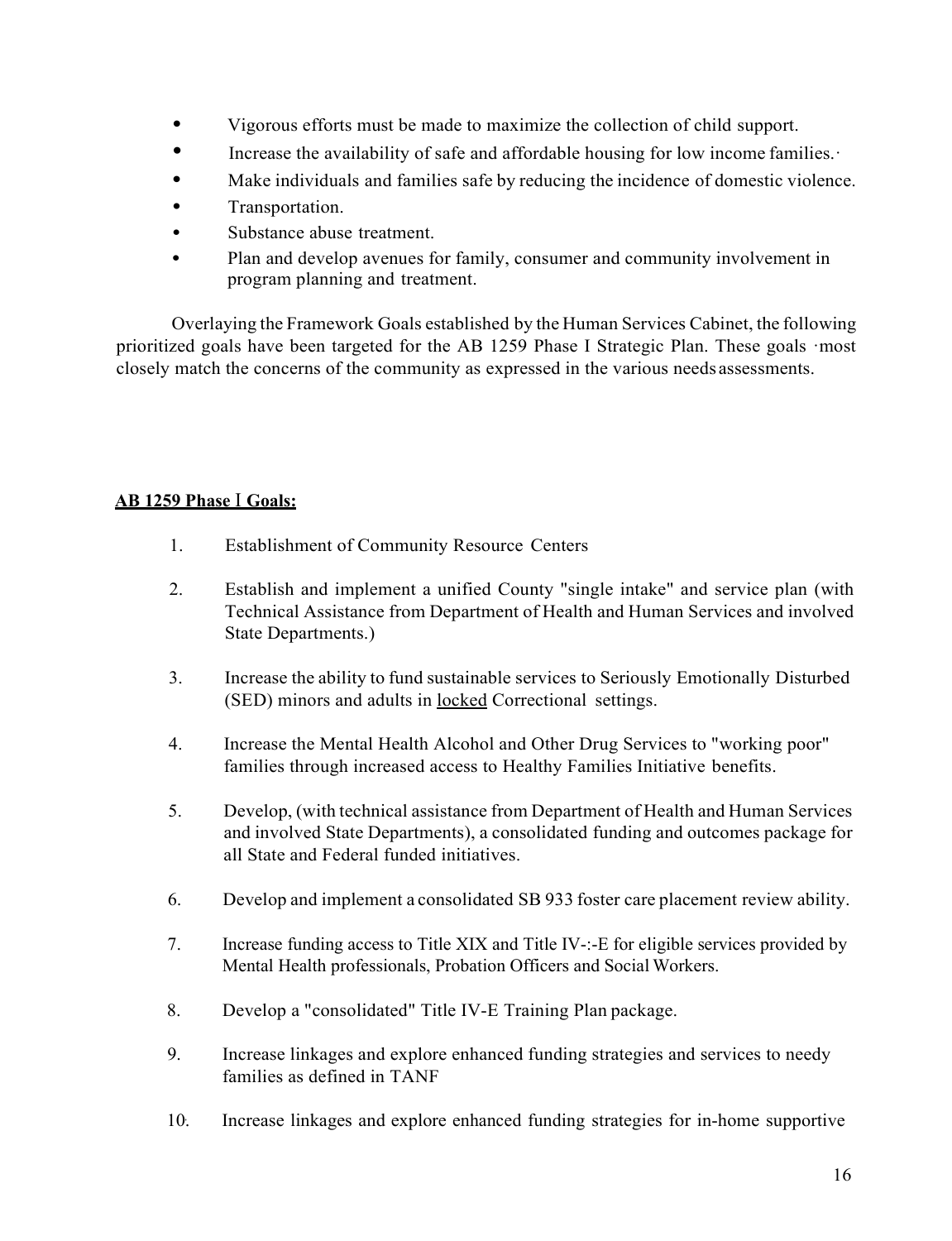- Vigorous efforts must be made to maximize the collection of child support.
- Increase the availability of safe and affordable housing for low income families.·
- Make individuals and families safe by reducing the incidence of domestic violence.
- Transportation.
- Substance abuse treatment.
- Plan and develop avenues for family, consumer and community involvement in program planning and treatment.

Overlaying the Framework Goals established by the Human Services Cabinet, the following prioritized goals have been targeted for the AB 1259 Phase I Strategic Plan. These goals ·most closely match the concerns of the community as expressed in the various needs assessments.

**<u>AB 1259 Phase I Goals:</u>**

1. Establishment of Community Resource Centers
2. Establish and implement a unified County "single intake" and service plan (with Technical Assistance from Department of Health and Human Services and involved State Departments.)
3. Increase the ability to fund sustainable services to Seriously Emotionally Disturbed (SED) minors and adults in <u>locked</u> Correctional settings.
4. Increase the Mental Health Alcohol and Other Drug Services to "working poor" families through increased access to Healthy Families Initiative benefits.
5. Develop, (with technical assistance from Department of Health and Human Services and involved State Departments), a consolidated funding and outcomes package for all State and Federal funded initiatives.
6. Develop and implement a consolidated SB 933 foster care placement review ability.
7. Increase funding access to Title XIX and Title IV-:-E for eligible services provided by Mental Health professionals, Probation Officers and Social Workers.
8. Develop a "consolidated" Title IV-E Training Plan package.
9. Increase linkages and explore enhanced funding strategies and services to needy families as defined in TANF
10. Increase linkages and explore enhanced funding strategies for in-home supportive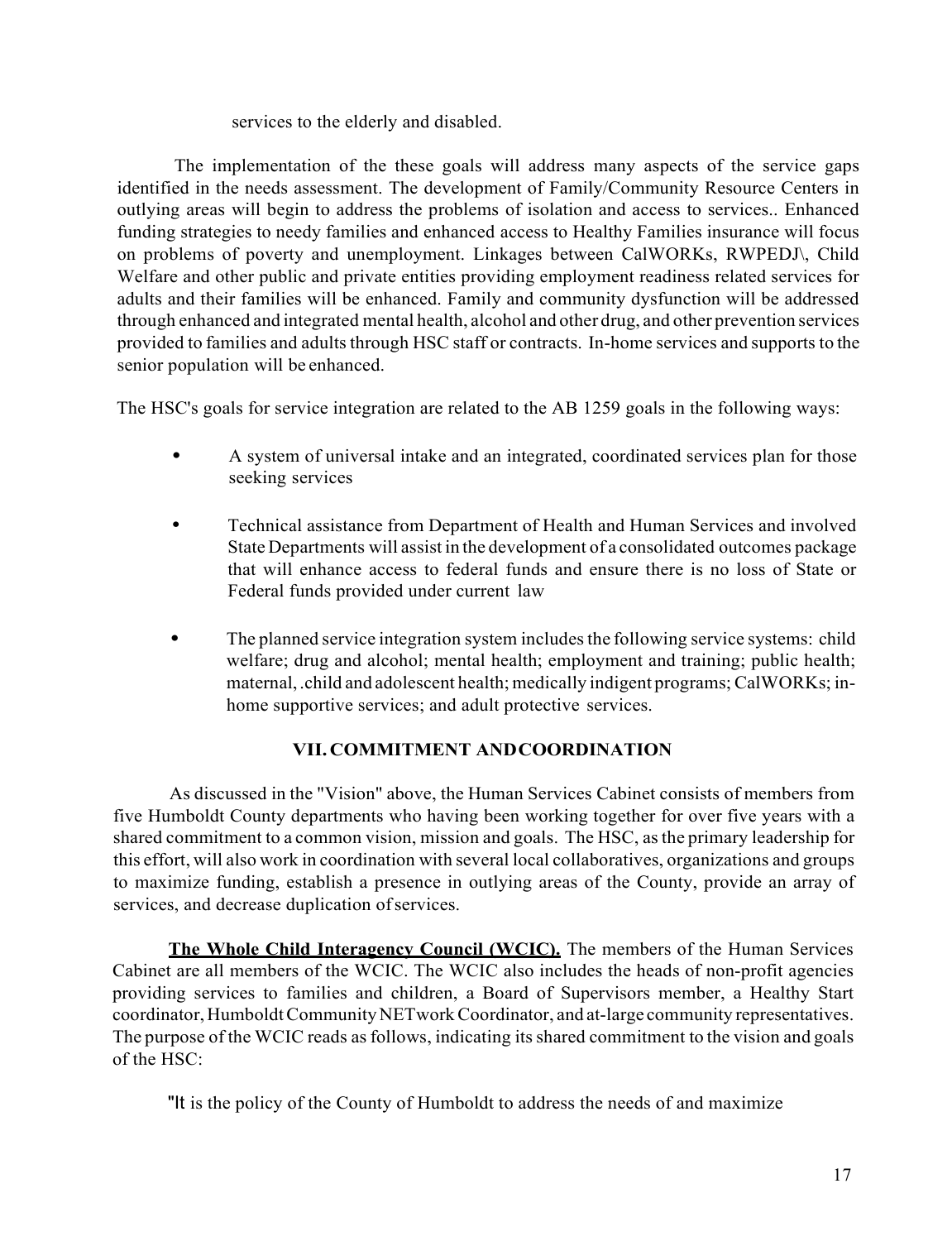services to the elderly and disabled.

The implementation of the these goals will address many aspects of the service gaps identified in the needs assessment. The development of Family/Community Resource Centers in outlying areas will begin to address the problems of isolation and access to services.. Enhanced funding strategies to needy families and enhanced access to Healthy Families insurance will focus on problems of poverty and unemployment. Linkages between CalWORKs, RWPEDJ\, Child Welfare and other public and private entities providing employment readiness related services for adults and their families will be enhanced. Family and community dysfunction will be addressed through enhanced and integrated mental health, alcohol and other drug, and other prevention services provided to families and adults through HSC staff or contracts. In-home services and supports to the senior population will be enhanced.

The HSC's goals for service integration are related to the AB 1259 goals in the following ways:

- A system of universal intake and an integrated, coordinated services plan for those seeking services

- Technical assistance from Department of Health and Human Services and involved State Departments will assist in the development of a consolidated outcomes package that will enhance access to federal funds and ensure there is no loss of State or Federal funds provided under current law

- The planned service integration system includes the following service systems: child welfare; drug and alcohol; mental health; employment and training; public health; maternal, .child and adolescent health; medically indigent programs; CalWORKs; in-home supportive services; and adult protective services.

## VII. COMMITMENT AND COORDINATION

As discussed in the "Vision" above, the Human Services Cabinet consists of members from five Humboldt County departments who having been working together for over five years with a shared commitment to a common vision, mission and goals. The HSC, as the primary leadership for this effort, will also work in coordination with several local collaboratives, organizations and groups to maximize funding, establish a presence in outlying areas of the County, provide an array of services, and decrease duplication of services.

**The Whole Child Interagency Council (WCIC).** The members of the Human Services Cabinet are all members of the WCIC. The WCIC also includes the heads of non-profit agencies providing services to families and children, a Board of Supervisors member, a Healthy Start coordinator, Humboldt Community NETwork Coordinator, and at-large community representatives. The purpose of the WCIC reads as follows, indicating its shared commitment to the vision and goals of the HSC:

"It is the policy of the County of Humboldt to address the needs of and maximize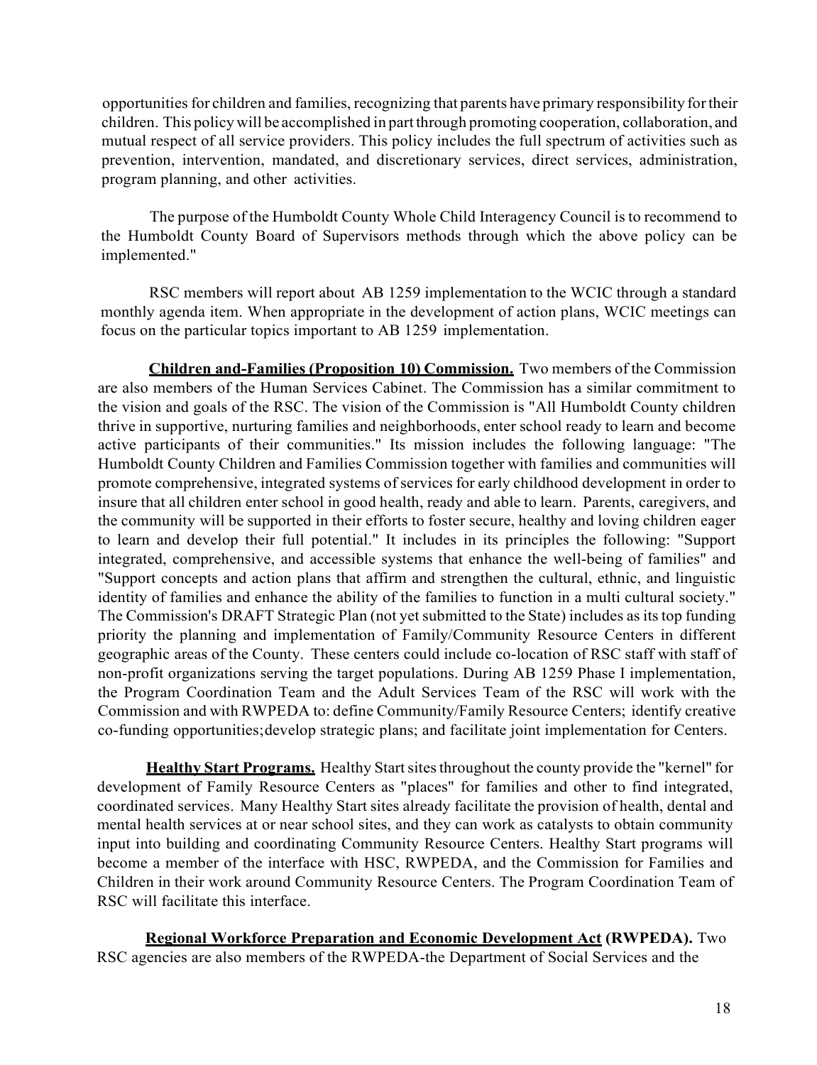opportunities for children and families, recognizing that parents have primary responsibility for their children. This policy will be accomplished in part through promoting cooperation, collaboration, and mutual respect of all service providers. This policy includes the full spectrum of activities such as prevention, intervention, mandated, and discretionary services, direct services, administration, program planning, and other activities.

The purpose of the Humboldt County Whole Child Interagency Council is to recommend to the Humboldt County Board of Supervisors methods through which the above policy can be implemented."

RSC members will report about AB 1259 implementation to the WCIC through a standard monthly agenda item. When appropriate in the development of action plans, WCIC meetings can focus on the particular topics important to AB 1259 implementation.

**Children and-Families (Proposition 10) Commission.** Two members of the Commission are also members of the Human Services Cabinet. The Commission has a similar commitment to the vision and goals of the RSC. The vision of the Commission is "All Humboldt County children thrive in supportive, nurturing families and neighborhoods, enter school ready to learn and become active participants of their communities." Its mission includes the following language: "The Humboldt County Children and Families Commission together with families and communities will promote comprehensive, integrated systems of services for early childhood development in order to insure that all children enter school in good health, ready and able to learn. Parents, caregivers, and the community will be supported in their efforts to foster secure, healthy and loving children eager to learn and develop their full potential." It includes in its principles the following: "Support integrated, comprehensive, and accessible systems that enhance the well-being of families" and "Support concepts and action plans that affirm and strengthen the cultural, ethnic, and linguistic identity of families and enhance the ability of the families to function in a multi cultural society." The Commission's DRAFT Strategic Plan (not yet submitted to the State) includes as its top funding priority the planning and implementation of Family/Community Resource Centers in different geographic areas of the County. These centers could include co-location of RSC staff with staff of non-profit organizations serving the target populations. During AB 1259 Phase I implementation, the Program Coordination Team and the Adult Services Team of the RSC will work with the Commission and with RWPEDA to: define Community/Family Resource Centers; identify creative co-funding opportunities; develop strategic plans; and facilitate joint implementation for Centers.

**Healthy Start Programs.** Healthy Start sites throughout the county provide the "kernel" for development of Family Resource Centers as "places" for families and other to find integrated, coordinated services. Many Healthy Start sites already facilitate the provision of health, dental and mental health services at or near school sites, and they can work as catalysts to obtain community input into building and coordinating Community Resource Centers. Healthy Start programs will become a member of the interface with HSC, RWPEDA, and the Commission for Families and Children in their work around Community Resource Centers. The Program Coordination Team of RSC will facilitate this interface.

**Regional Workforce Preparation and Economic Development Act (RWPEDA).** Two RSC agencies are also members of the RWPEDA-the Department of Social Services and the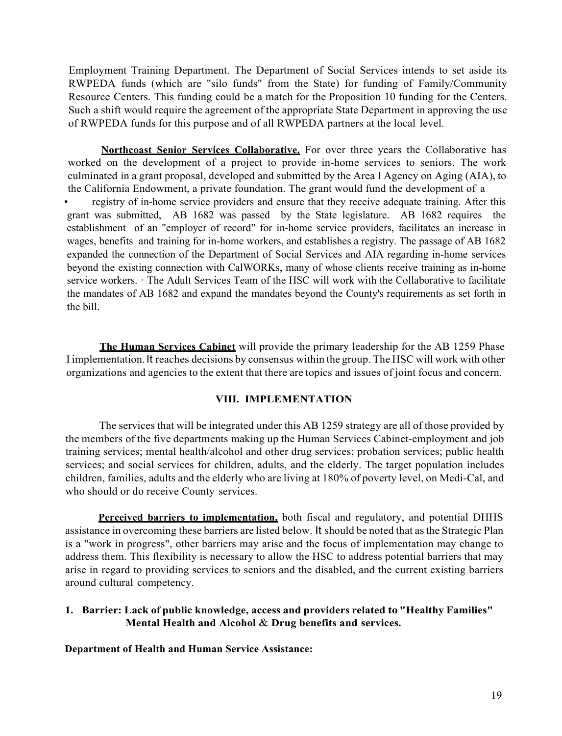Employment Training Department. The Department of Social Services intends to set aside its RWPEDA funds (which are "silo funds" from the State) for funding of Family/Community Resource Centers. This funding could be a match for the Proposition 10 funding for the Centers. Such a shift would require the agreement of the appropriate State Department in approving the use of RWPEDA funds for this purpose and of all RWPEDA partners at the local level.

**Northcoast Senior Services Collaborative.** For over three years the Collaborative has worked on the development of a project to provide in-home services to seniors. The work culminated in a grant proposal, developed and submitted by the Area I Agency on Aging (AIA), to the California Endowment, a private foundation. The grant would fund the development of a

- registry of in-home service providers and ensure that they receive adequate training. After this grant was submitted, AB 1682 was passed by the State legislature. AB 1682 requires the establishment of an "employer of record" for in-home service providers, facilitates an increase in wages, benefits and training for in-home workers, and establishes a registry. The passage of AB 1682 expanded the connection of the Department of Social Services and AIA regarding in-home services beyond the existing connection with CalWORKs, many of whose clients receive training as in-home service workers. · The Adult Services Team of the HSC will work with the Collaborative to facilitate the mandates of AB 1682 and expand the mandates beyond the County's requirements as set forth in the bill.

**The Human Services Cabinet** will provide the primary leadership for the AB 1259 Phase I implementation. It reaches decisions by consensus within the group. The HSC will work with other organizations and agencies to the extent that there are topics and issues of joint focus and concern.

## VIII. IMPLEMENTATION

The services that will be integrated under this AB 1259 strategy are all of those provided by the members of the five departments making up the Human Services Cabinet-employment and job training services; mental health/alcohol and other drug services; probation services; public health services; and social services for children, adults, and the elderly. The target population includes children, families, adults and the elderly who are living at 180% of poverty level, on Medi-Cal, and who should or do receive County services.

**Perceived barriers to implementation,** both fiscal and regulatory, and potential DHHS assistance in overcoming these barriers are listed below. It should be noted that as the Strategic Plan is a "work in progress", other barriers may arise and the focus of implementation may change to address them. This flexibility is necessary to allow the HSC to address potential barriers that may arise in regard to providing services to seniors and the disabled, and the current existing barriers around cultural competency.

**1. Barrier: Lack of public knowledge, access and providers related to "Healthy Families" Mental Health and Alcohol & Drug benefits and services.**

**Department of Health and Human Service Assistance:**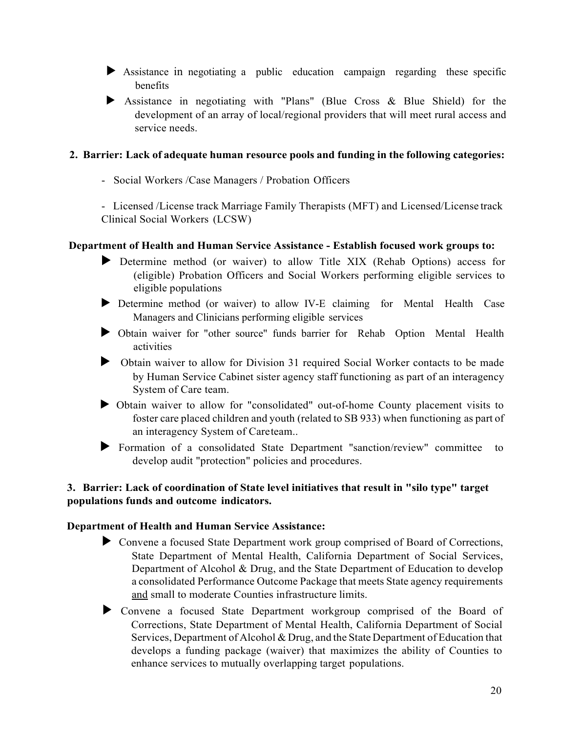- Assistance in negotiating a public education campaign regarding these specific benefits
- Assistance in negotiating with "Plans" (Blue Cross & Blue Shield) for the development of an array of local/regional providers that will meet rural access and service needs.

**2. Barrier: Lack of adequate human resource pools and funding in the following categories:**

- Social Workers /Case Managers / Probation Officers

- Licensed /License track Marriage Family Therapists (MFT) and Licensed/License track Clinical Social Workers (LCSW)

**Department of Health and Human Service Assistance - Establish focused work groups to:**

- Determine method (or waiver) to allow Title XIX (Rehab Options) access for (eligible) Probation Officers and Social Workers performing eligible services to eligible populations
- Determine method (or waiver) to allow IV-E claiming for Mental Health Case Managers and Clinicians performing eligible services
- Obtain waiver for "other source" funds barrier for Rehab Option Mental Health activities
- Obtain waiver to allow for Division 31 required Social Worker contacts to be made by Human Service Cabinet sister agency staff functioning as part of an interagency System of Care team.
- Obtain waiver to allow for "consolidated" out-of-home County placement visits to foster care placed children and youth (related to SB 933) when functioning as part of an interagency System of Care team..
- Formation of a consolidated State Department "sanction/review" committee to develop audit "protection" policies and procedures.

**3. Barrier: Lack of coordination of State level initiatives that result in "silo type" target populations funds and outcome indicators.**

**Department of Health and Human Service Assistance:**

- Convene a focused State Department work group comprised of Board of Corrections, State Department of Mental Health, California Department of Social Services, Department of Alcohol & Drug, and the State Department of Education to develop a consolidated Performance Outcome Package that meets State agency requirements <u>and</u> small to moderate Counties infrastructure limits.
- Convene a focused State Department workgroup comprised of the Board of Corrections, State Department of Mental Health, California Department of Social Services, Department of Alcohol & Drug, and the State Department of Education that develops a funding package (waiver) that maximizes the ability of Counties to enhance services to mutually overlapping target populations.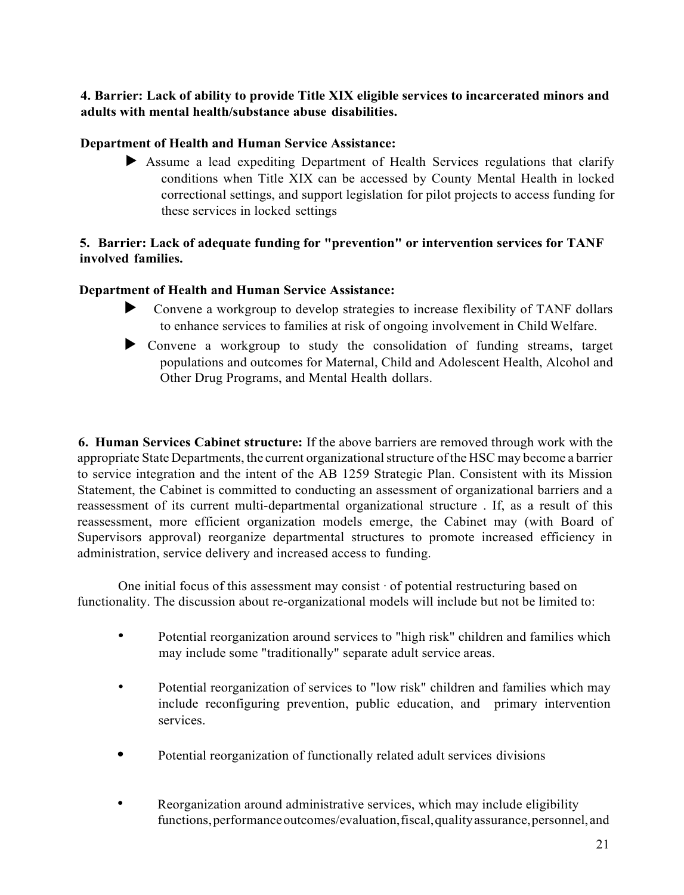**4. Barrier: Lack of ability to provide Title XIX eligible services to incarcerated minors and adults with mental health/substance abuse disabilities.**

**Department of Health and Human Service Assistance:**

- ▶ Assume a lead expediting Department of Health Services regulations that clarify conditions when Title XIX can be accessed by County Mental Health in locked correctional settings, and support legislation for pilot projects to access funding for these services in locked settings

**5. Barrier: Lack of adequate funding for "prevention" or intervention services for TANF involved families.**

**Department of Health and Human Service Assistance:**

- ▶ Convene a workgroup to develop strategies to increase flexibility of TANF dollars to enhance services to families at risk of ongoing involvement in Child Welfare.
- ▶ Convene a workgroup to study the consolidation of funding streams, target populations and outcomes for Maternal, Child and Adolescent Health, Alcohol and Other Drug Programs, and Mental Health dollars.

**6. Human Services Cabinet structure:** If the above barriers are removed through work with the appropriate State Departments, the current organizational structure of the HSC may become a barrier to service integration and the intent of the AB 1259 Strategic Plan. Consistent with its Mission Statement, the Cabinet is committed to conducting an assessment of organizational barriers and a reassessment of its current multi-departmental organizational structure . If, as a result of this reassessment, more efficient organization models emerge, the Cabinet may (with Board of Supervisors approval) reorganize departmental structures to promote increased efficiency in administration, service delivery and increased access to funding.

One initial focus of this assessment may consist · of potential restructuring based on functionality. The discussion about re-organizational models will include but not be limited to:

- Potential reorganization around services to "high risk" children and families which may include some "traditionally" separate adult service areas.
- Potential reorganization of services to "low risk" children and families which may include reconfiguring prevention, public education, and primary intervention services.
- Potential reorganization of functionally related adult services divisions
- Reorganization around administrative services, which may include eligibility functions, performance outcomes/evaluation, fiscal, quality assurance, personnel, and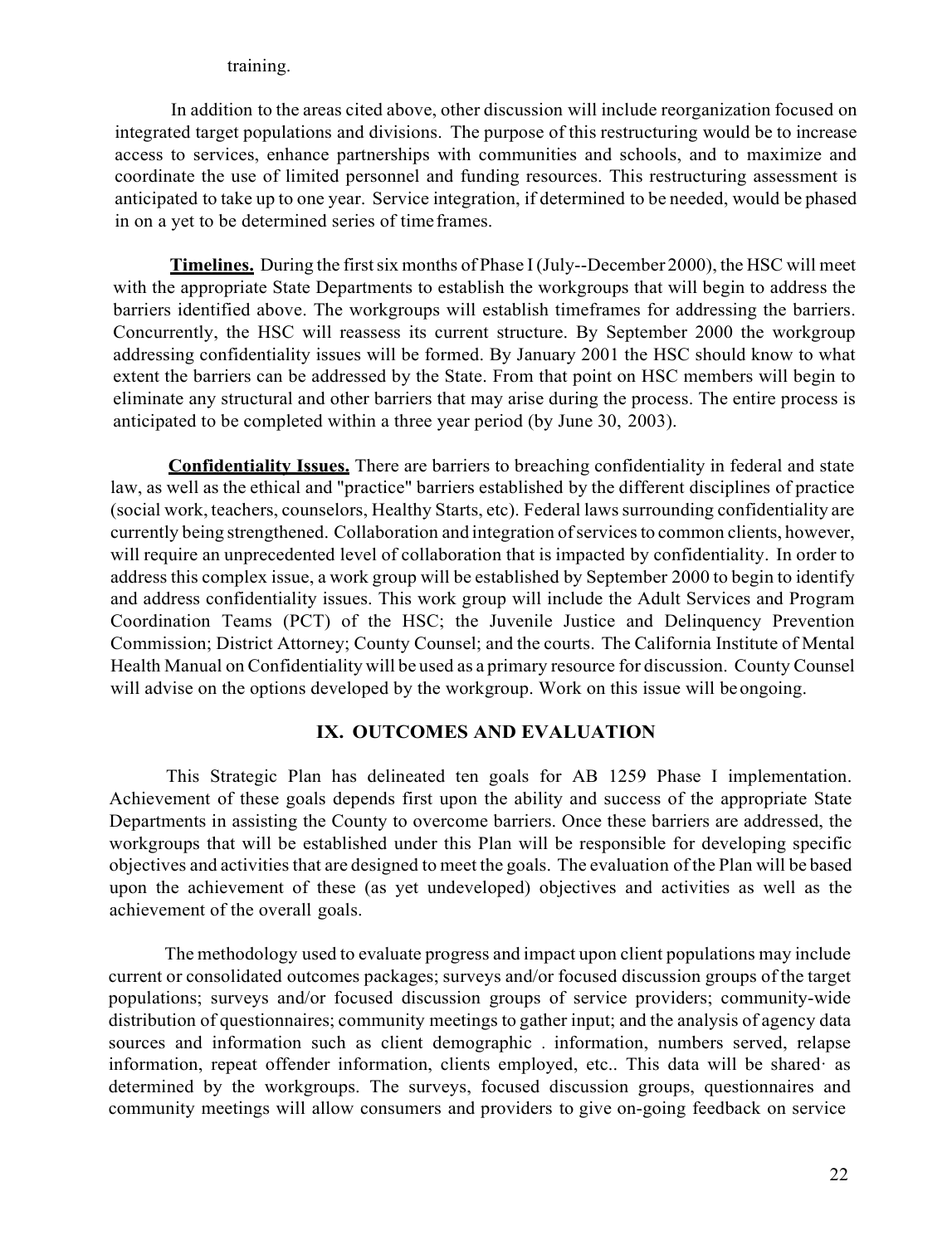training.

In addition to the areas cited above, other discussion will include reorganization focused on integrated target populations and divisions. The purpose of this restructuring would be to increase access to services, enhance partnerships with communities and schools, and to maximize and coordinate the use of limited personnel and funding resources. This restructuring assessment is anticipated to take up to one year. Service integration, if determined to be needed, would be phased in on a yet to be determined series of time frames.

**Timelines.** During the first six months of Phase I (July--December 2000), the HSC will meet with the appropriate State Departments to establish the workgroups that will begin to address the barriers identified above. The workgroups will establish timeframes for addressing the barriers. Concurrently, the HSC will reassess its current structure. By September 2000 the workgroup addressing confidentiality issues will be formed. By January 2001 the HSC should know to what extent the barriers can be addressed by the State. From that point on HSC members will begin to eliminate any structural and other barriers that may arise during the process. The entire process is anticipated to be completed within a three year period (by June 30, 2003).

**Confidentiality Issues.** There are barriers to breaching confidentiality in federal and state law, as well as the ethical and "practice" barriers established by the different disciplines of practice (social work, teachers, counselors, Healthy Starts, etc). Federal laws surrounding confidentiality are currently being strengthened. Collaboration and integration of services to common clients, however, will require an unprecedented level of collaboration that is impacted by confidentiality. In order to address this complex issue, a work group will be established by September 2000 to begin to identify and address confidentiality issues. This work group will include the Adult Services and Program Coordination Teams (PCT) of the HSC; the Juvenile Justice and Delinquency Prevention Commission; District Attorney; County Counsel; and the courts. The California Institute of Mental Health Manual on Confidentiality will be used as a primary resource for discussion. County Counsel will advise on the options developed by the workgroup. Work on this issue will be ongoing.

## IX. OUTCOMES AND EVALUATION

This Strategic Plan has delineated ten goals for AB 1259 Phase I implementation. Achievement of these goals depends first upon the ability and success of the appropriate State Departments in assisting the County to overcome barriers. Once these barriers are addressed, the workgroups that will be established under this Plan will be responsible for developing specific objectives and activities that are designed to meet the goals. The evaluation of the Plan will be based upon the achievement of these (as yet undeveloped) objectives and activities as well as the achievement of the overall goals.

The methodology used to evaluate progress and impact upon client populations may include current or consolidated outcomes packages; surveys and/or focused discussion groups of the target populations; surveys and/or focused discussion groups of service providers; community-wide distribution of questionnaires; community meetings to gather input; and the analysis of agency data sources and information such as client demographic information, numbers served, relapse information, repeat offender information, clients employed, etc.. This data will be shared as determined by the workgroups. The surveys, focused discussion groups, questionnaires and community meetings will allow consumers and providers to give on-going feedback on service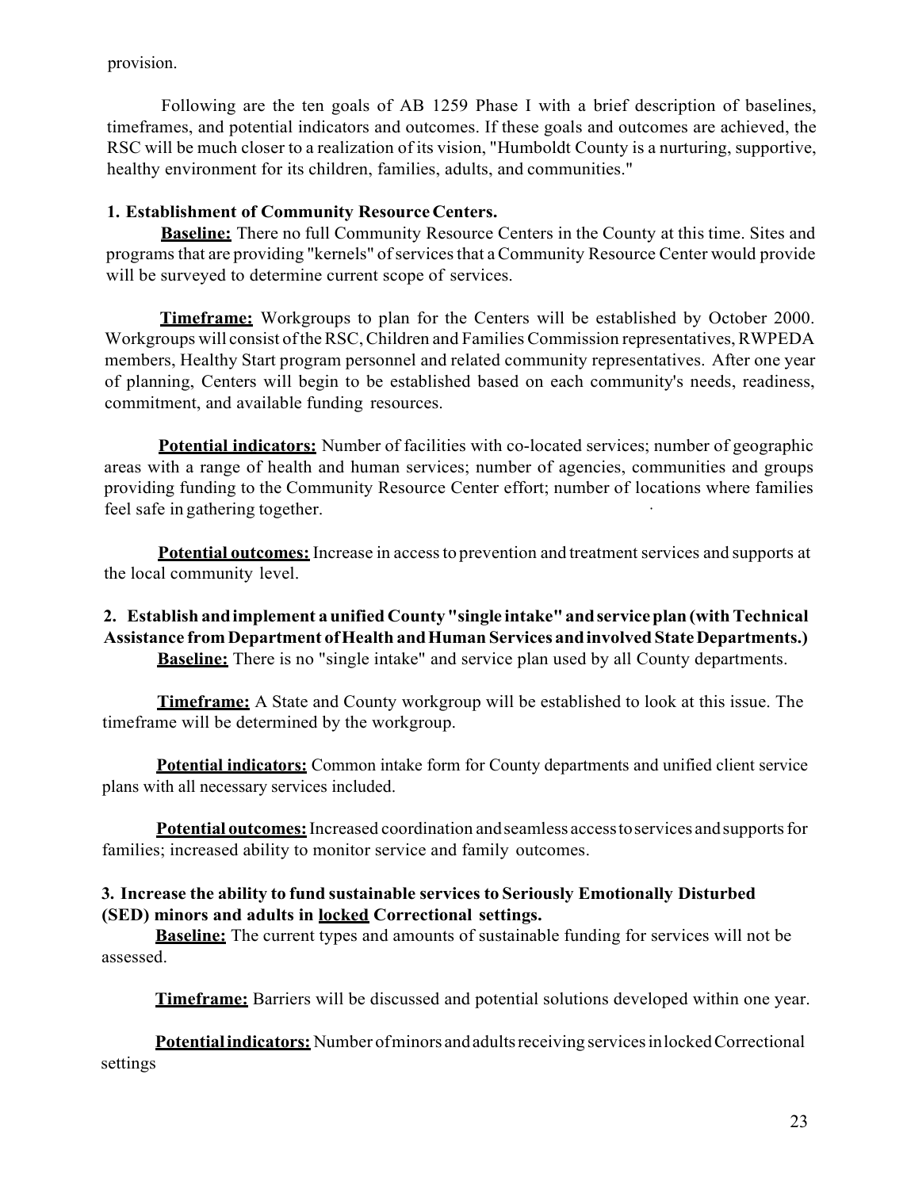provision.

Following are the ten goals of AB 1259 Phase I with a brief description of baselines, timeframes, and potential indicators and outcomes. If these goals and outcomes are achieved, the RSC will be much closer to a realization of its vision, "Humboldt County is a nurturing, supportive, healthy environment for its children, families, adults, and communities."

**1. Establishment of Community Resource Centers.**

**Baseline:** There no full Community Resource Centers in the County at this time. Sites and programs that are providing "kernels" of services that a Community Resource Center would provide will be surveyed to determine current scope of services.

**Timeframe:** Workgroups to plan for the Centers will be established by October 2000. Workgroups will consist of the RSC, Children and Families Commission representatives, RWPEDA members, Healthy Start program personnel and related community representatives. After one year of planning, Centers will begin to be established based on each community's needs, readiness, commitment, and available funding resources.

**Potential indicators:** Number of facilities with co-located services; number of geographic areas with a range of health and human services; number of agencies, communities and groups providing funding to the Community Resource Center effort; number of locations where families feel safe in gathering together.

**Potential outcomes:** Increase in access to prevention and treatment services and supports at the local community level.

**2. Establish and implement a unified County "single intake" and service plan (with Technical Assistance from Department of Health and Human Services and involved State Departments.)**

**Baseline:** There is no "single intake" and service plan used by all County departments.

**Timeframe:** A State and County workgroup will be established to look at this issue. The timeframe will be determined by the workgroup.

**Potential indicators:** Common intake form for County departments and unified client service plans with all necessary services included.

**Potential outcomes:** Increased coordination and seamless access to services and supports for families; increased ability to monitor service and family outcomes.

**3. Increase the ability to fund sustainable services to Seriously Emotionally Disturbed (SED) minors and adults in locked Correctional settings.**

**Baseline:** The current types and amounts of sustainable funding for services will not be assessed.

**Timeframe:** Barriers will be discussed and potential solutions developed within one year.

**Potential indicators:** Number of minors and adults receiving services in locked Correctional settings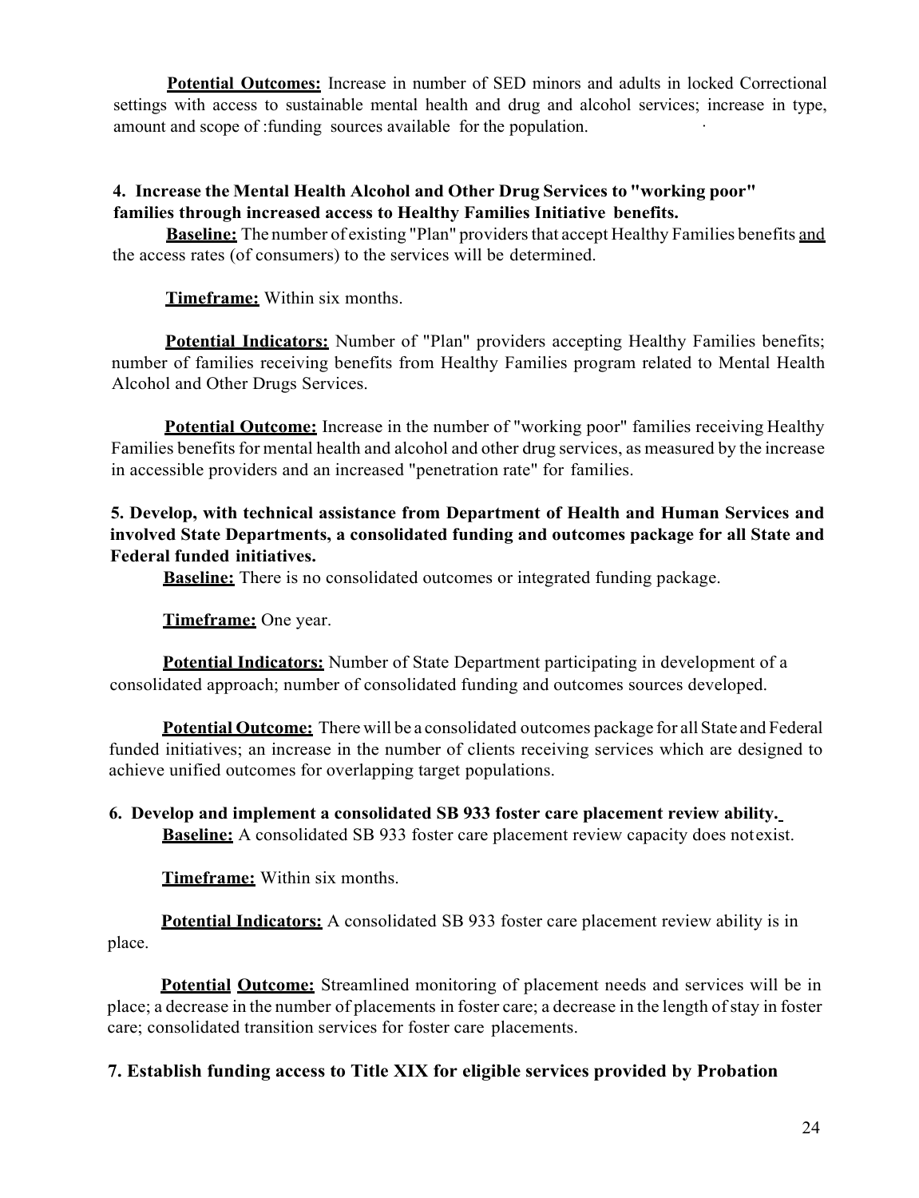**Potential Outcomes:** Increase in number of SED minors and adults in locked Correctional settings with access to sustainable mental health and drug and alcohol services; increase in type, amount and scope of :funding sources available for the population.

**4. Increase the Mental Health Alcohol and Other Drug Services to "working poor" families through increased access to Healthy Families Initiative benefits.**

**Baseline:** The number of existing "Plan" providers that accept Healthy Families benefits and the access rates (of consumers) to the services will be determined.

**Timeframe:** Within six months.

**Potential Indicators:** Number of "Plan" providers accepting Healthy Families benefits; number of families receiving benefits from Healthy Families program related to Mental Health Alcohol and Other Drugs Services.

**Potential Outcome:** Increase in the number of "working poor" families receiving Healthy Families benefits for mental health and alcohol and other drug services, as measured by the increase in accessible providers and an increased "penetration rate" for families.

**5. Develop, with technical assistance from Department of Health and Human Services and involved State Departments, a consolidated funding and outcomes package for all State and Federal funded initiatives.**

**Baseline:** There is no consolidated outcomes or integrated funding package.

**Timeframe:** One year.

**Potential Indicators:** Number of State Department participating in development of a consolidated approach; number of consolidated funding and outcomes sources developed.

**Potential Outcome:** There will be a consolidated outcomes package for all State and Federal funded initiatives; an increase in the number of clients receiving services which are designed to achieve unified outcomes for overlapping target populations.

**6. Develop and implement a consolidated SB 933 foster care placement review ability.**

**Baseline:** A consolidated SB 933 foster care placement review capacity does not exist.

**Timeframe:** Within six months.

**Potential Indicators:** A consolidated SB 933 foster care placement review ability is in place.

**Potential Outcome:** Streamlined monitoring of placement needs and services will be in place; a decrease in the number of placements in foster care; a decrease in the length of stay in foster care; consolidated transition services for foster care placements.

**7. Establish funding access to Title XIX for eligible services provided by Probation**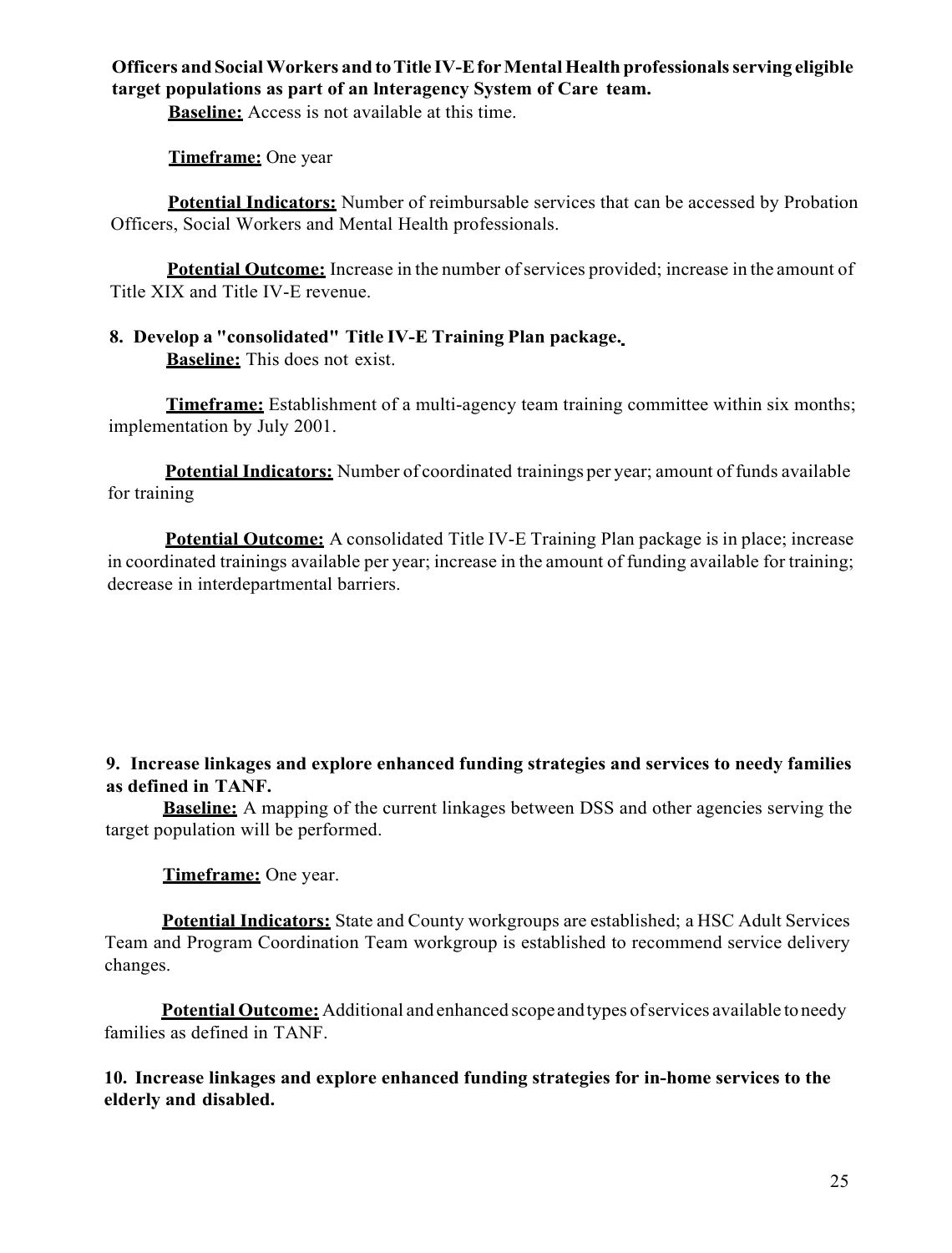**Officers and Social Workers and to Title IV-E for Mental Health professionals serving eligible target populations as part of an Interagency System of Care team.**

**Baseline:** Access is not available at this time.

**Timeframe:** One year

**Potential Indicators:** Number of reimbursable services that can be accessed by Probation Officers, Social Workers and Mental Health professionals.

**Potential Outcome:** Increase in the number of services provided; increase in the amount of Title XIX and Title IV-E revenue.

**8. Develop a "consolidated" Title IV-E Training Plan package.**

**Baseline:** This does not exist.

**Timeframe:** Establishment of a multi-agency team training committee within six months; implementation by July 2001.

**Potential Indicators:** Number of coordinated trainings per year; amount of funds available for training

**Potential Outcome:** A consolidated Title IV-E Training Plan package is in place; increase in coordinated trainings available per year; increase in the amount of funding available for training; decrease in interdepartmental barriers.

**9. Increase linkages and explore enhanced funding strategies and services to needy families as defined in TANF.**

**Baseline:** A mapping of the current linkages between DSS and other agencies serving the target population will be performed.

**Timeframe:** One year.

**Potential Indicators:** State and County workgroups are established; a HSC Adult Services Team and Program Coordination Team workgroup is established to recommend service delivery changes.

**Potential Outcome:** Additional and enhanced scope and types of services available to needy families as defined in TANF.

**10. Increase linkages and explore enhanced funding strategies for in-home services to the elderly and disabled.**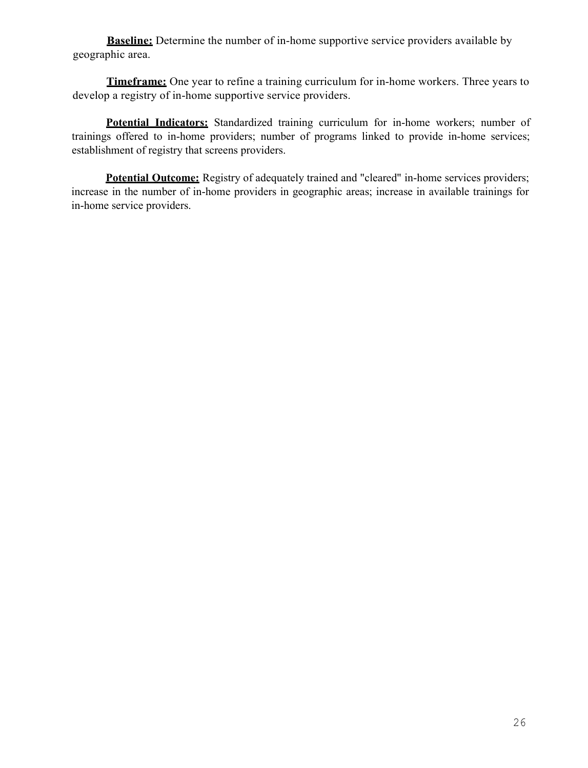**Baseline:** Determine the number of in-home supportive service providers available by geographic area.

**Timeframe:** One year to refine a training curriculum for in-home workers. Three years to develop a registry of in-home supportive service providers.

**Potential Indicators:** Standardized training curriculum for in-home workers; number of trainings offered to in-home providers; number of programs linked to provide in-home services; establishment of registry that screens providers.

**Potential Outcome:** Registry of adequately trained and "cleared" in-home services providers; increase in the number of in-home providers in geographic areas; increase in available trainings for in-home service providers.